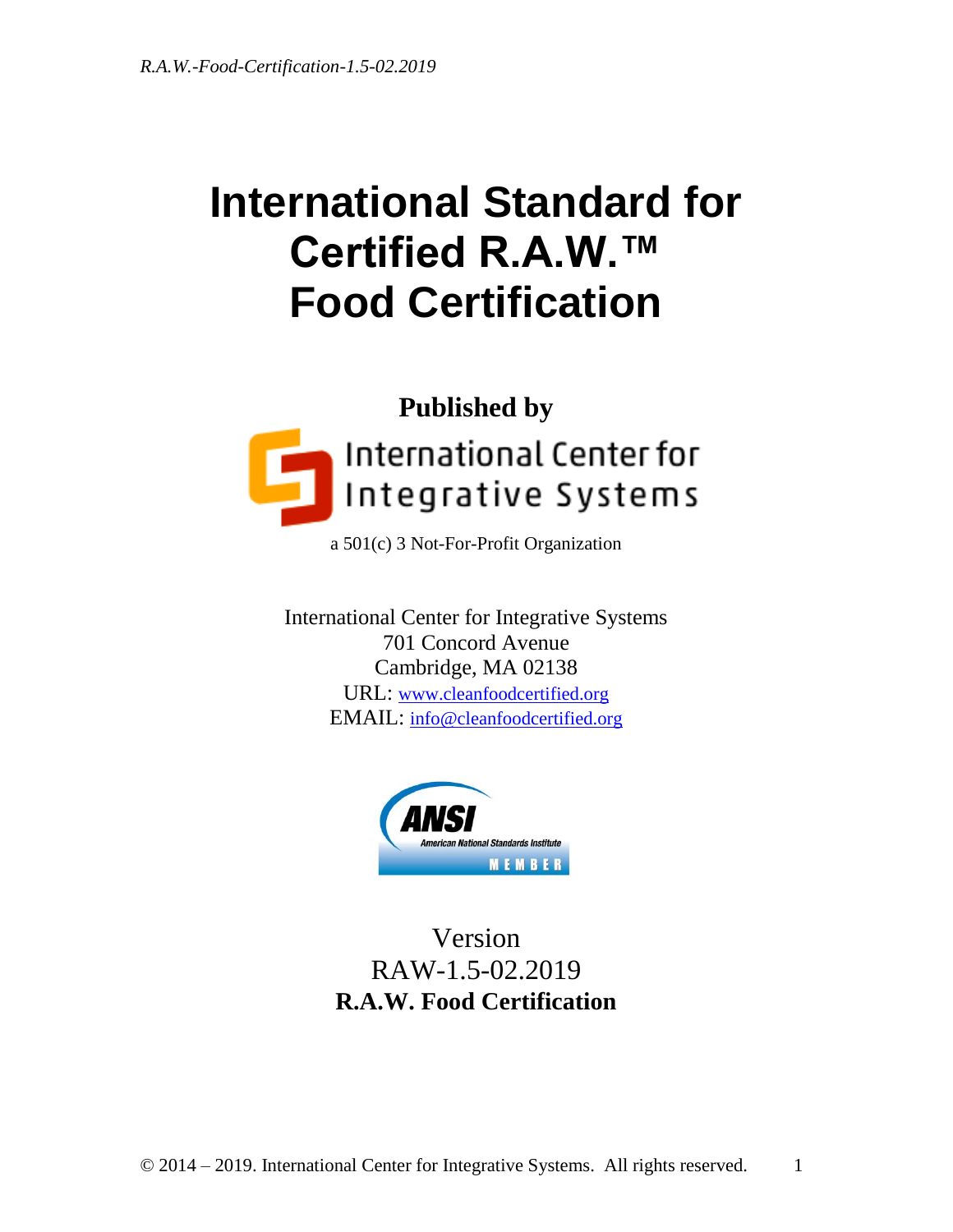# International Standard for Certified R.A.W.™ Food Certification

**Published by**

International Center for Integrative Systems

a 501(c) 3 Not-For-Profit Organization

International Center for Integrative Systems
701 Concord Avenue
Cambridge, MA 02138
URL: www.cleanfoodcertified.org
EMAIL: info@cleanfoodcertified.org

ANSI American National Standards Institute MEMBER

Version
RAW-1.5-02.2019
**R.A.W. Food Certification**

© 2014 – 2019. International Center for Integrative Systems. All rights reserved.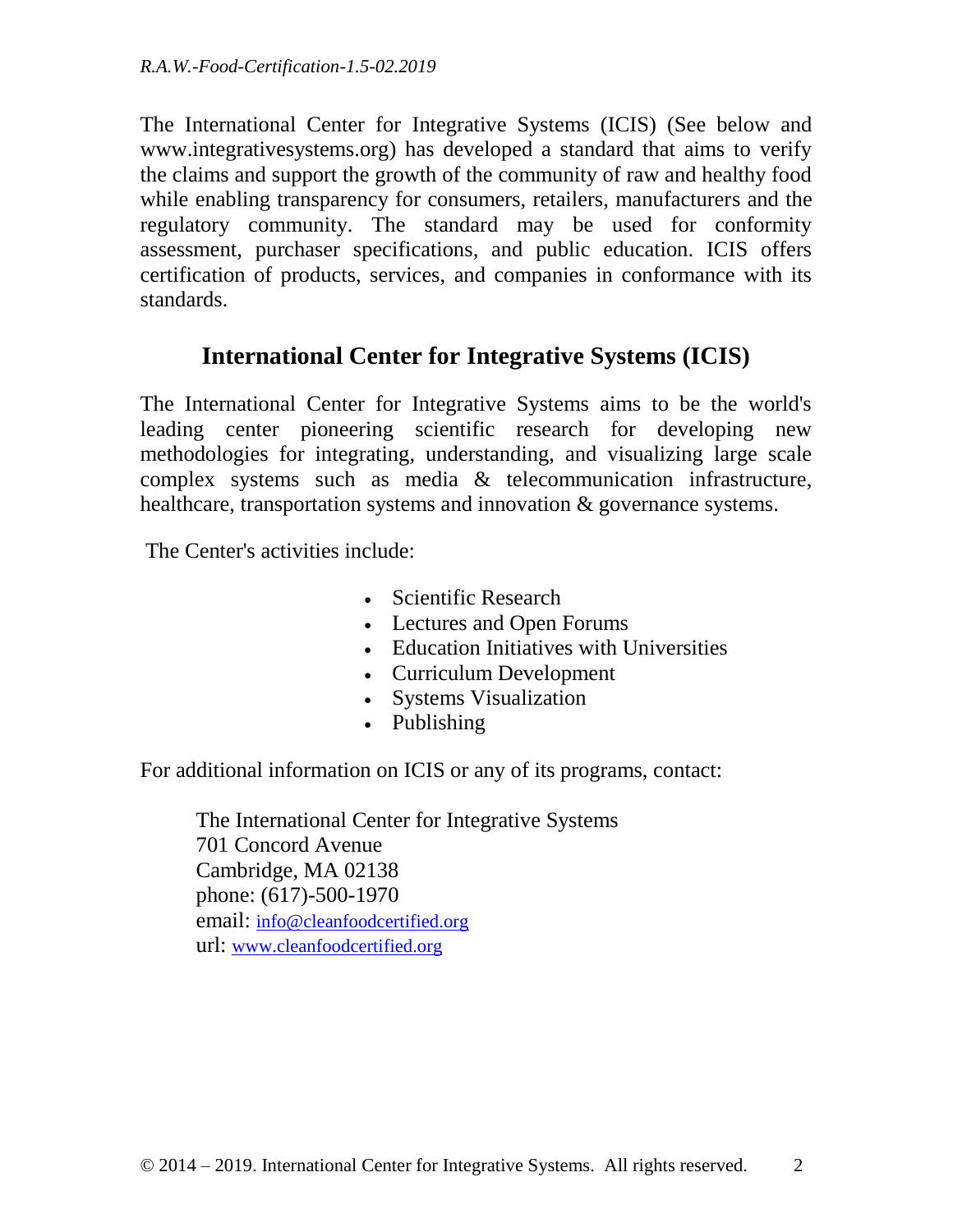The International Center for Integrative Systems (ICIS) (See below and www.integrativesystems.org) has developed a standard that aims to verify the claims and support the growth of the community of raw and healthy food while enabling transparency for consumers, retailers, manufacturers and the regulatory community. The standard may be used for conformity assessment, purchaser specifications, and public education. ICIS offers certification of products, services, and companies in conformance with its standards.

## International Center for Integrative Systems (ICIS)

The International Center for Integrative Systems aims to be the world's leading center pioneering scientific research for developing new methodologies for integrating, understanding, and visualizing large scale complex systems such as media & telecommunication infrastructure, healthcare, transportation systems and innovation & governance systems.

The Center's activities include:

- Scientific Research
- Lectures and Open Forums
- Education Initiatives with Universities
- Curriculum Development
- Systems Visualization
- Publishing

For additional information on ICIS or any of its programs, contact:

The International Center for Integrative Systems
701 Concord Avenue
Cambridge, MA 02138
phone: (617)-500-1970
email: info@cleanfoodcertified.org
url: www.cleanfoodcertified.org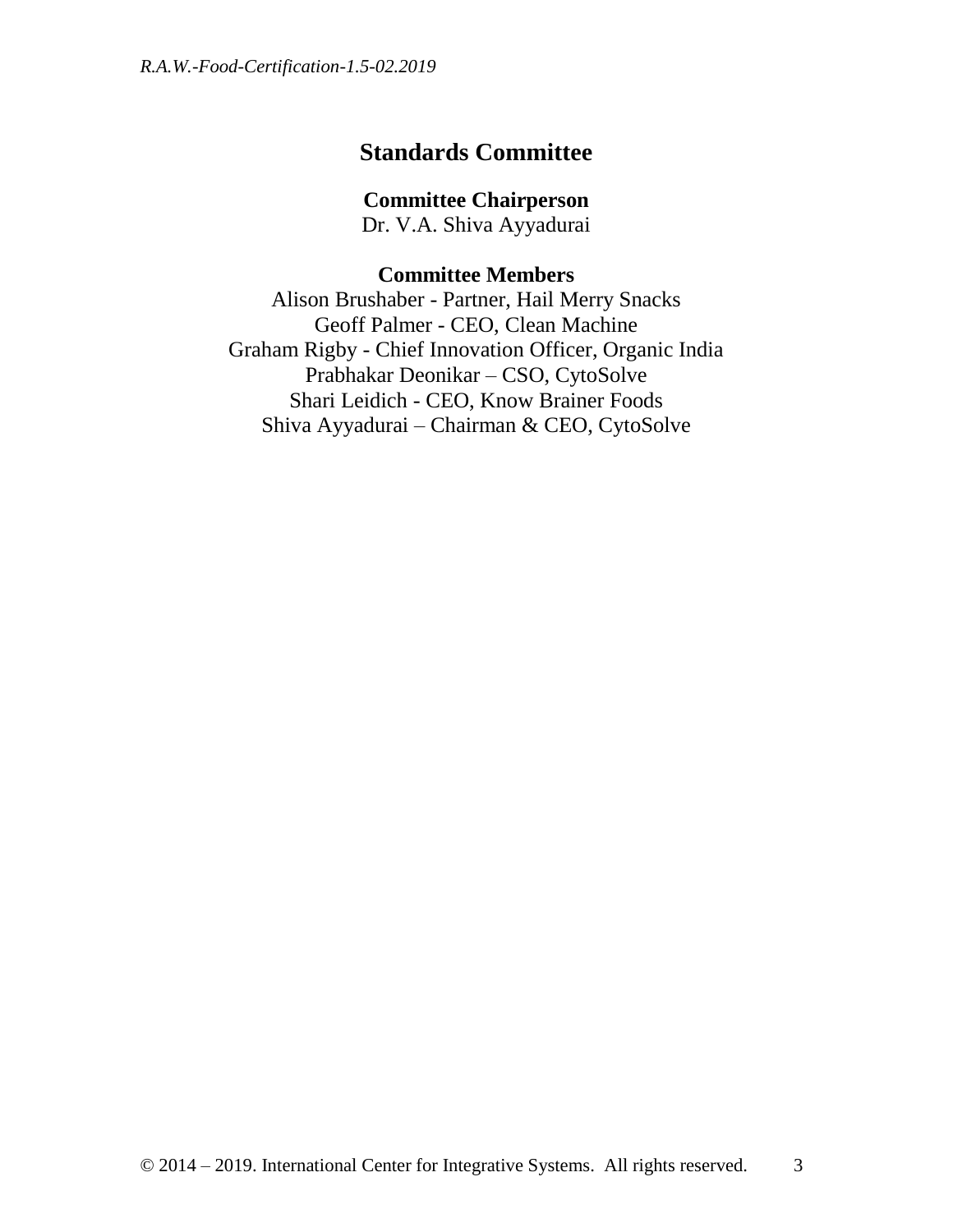## Standards Committee

**Committee Chairperson**

Dr. V.A. Shiva Ayyadurai

**Committee Members**

Alison Brushaber - Partner, Hail Merry Snacks
Geoff Palmer - CEO, Clean Machine
Graham Rigby - Chief Innovation Officer, Organic India
Prabhakar Deonikar – CSO, CytoSolve
Shari Leidich - CEO, Know Brainer Foods
Shiva Ayyadurai – Chairman & CEO, CytoSolve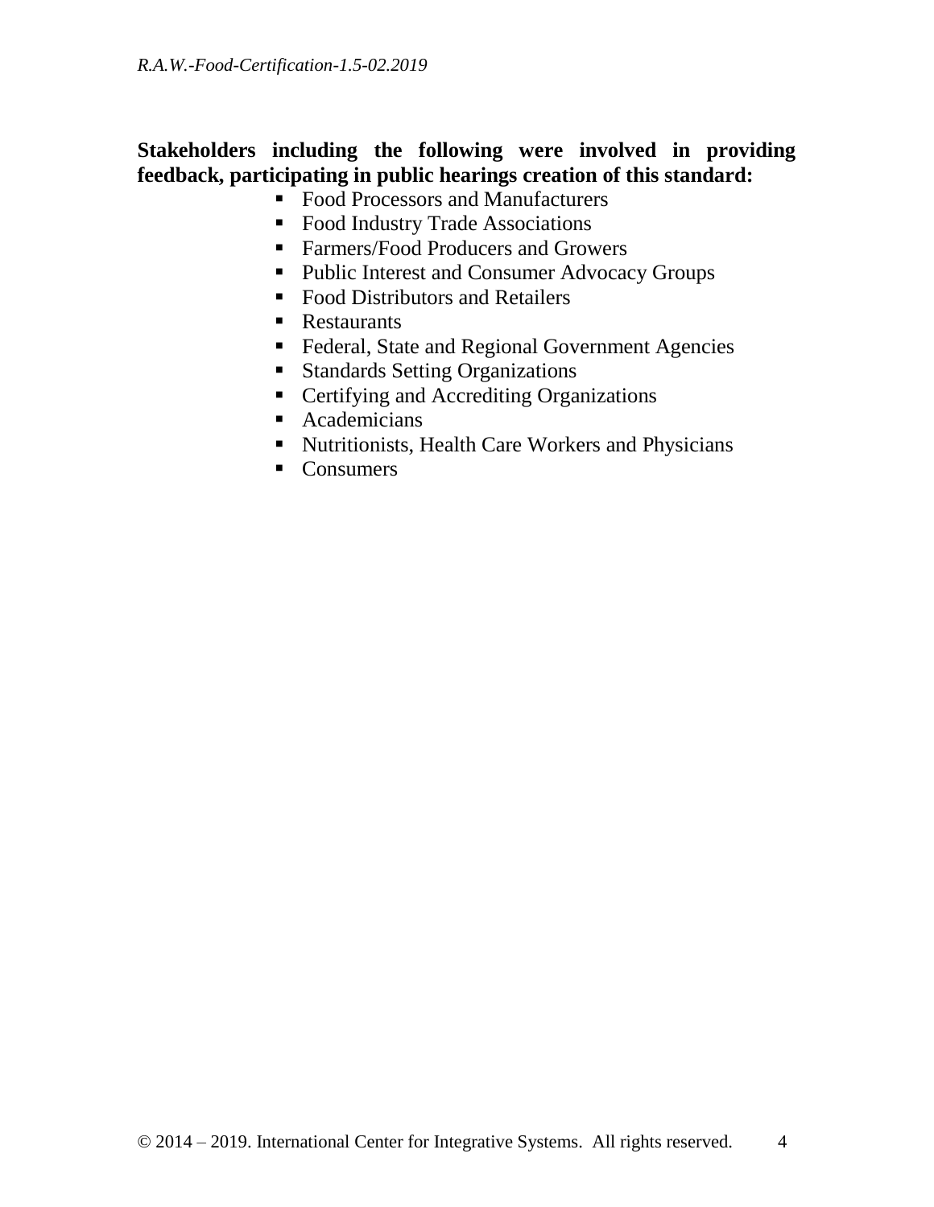**Stakeholders including the following were involved in providing feedback, participating in public hearings creation of this standard:**

- Food Processors and Manufacturers
- Food Industry Trade Associations
- Farmers/Food Producers and Growers
- Public Interest and Consumer Advocacy Groups
- Food Distributors and Retailers
- Restaurants
- Federal, State and Regional Government Agencies
- Standards Setting Organizations
- Certifying and Accrediting Organizations
- Academicians
- Nutritionists, Health Care Workers and Physicians
- Consumers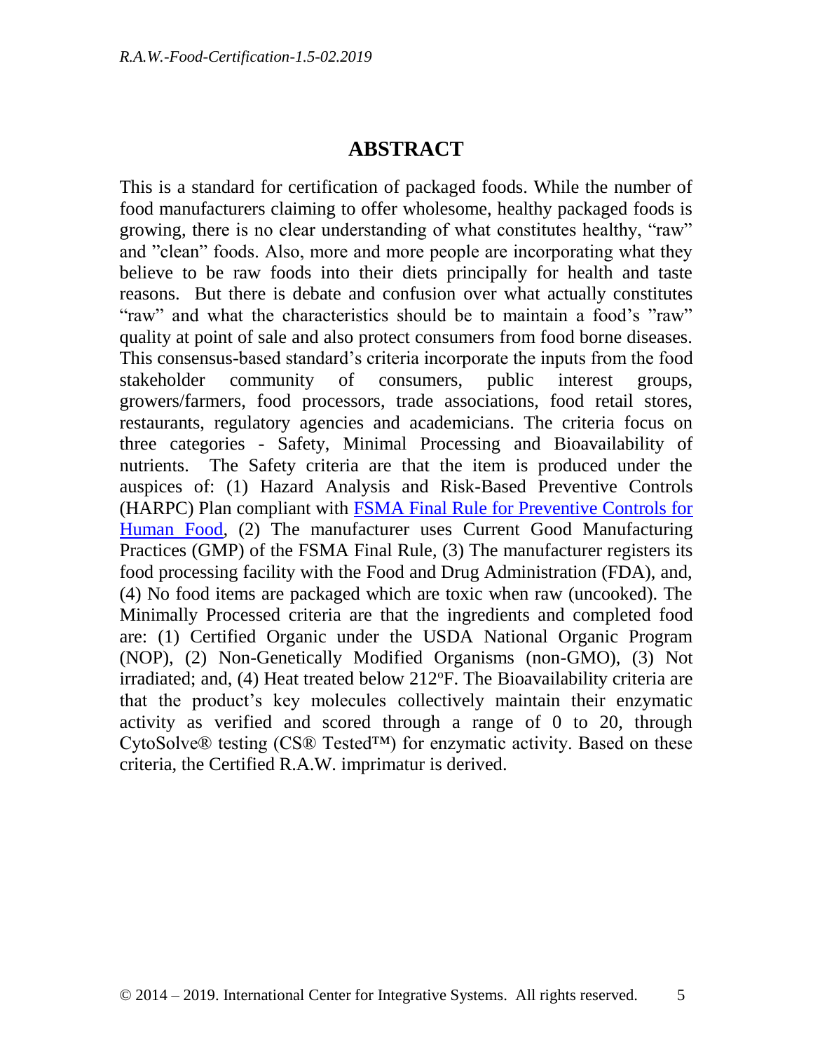# ABSTRACT

This is a standard for certification of packaged foods. While the number of food manufacturers claiming to offer wholesome, healthy packaged foods is growing, there is no clear understanding of what constitutes healthy, "raw" and "clean" foods. Also, more and more people are incorporating what they believe to be raw foods into their diets principally for health and taste reasons. But there is debate and confusion over what actually constitutes "raw" and what the characteristics should be to maintain a food's "raw" quality at point of sale and also protect consumers from food borne diseases. This consensus-based standard's criteria incorporate the inputs from the food stakeholder community of consumers, public interest groups, growers/farmers, food processors, trade associations, food retail stores, restaurants, regulatory agencies and academicians. The criteria focus on three categories - Safety, Minimal Processing and Bioavailability of nutrients. The Safety criteria are that the item is produced under the auspices of: (1) Hazard Analysis and Risk-Based Preventive Controls (HARPC) Plan compliant with FSMA Final Rule for Preventive Controls for Human Food, (2) The manufacturer uses Current Good Manufacturing Practices (GMP) of the FSMA Final Rule, (3) The manufacturer registers its food processing facility with the Food and Drug Administration (FDA), and, (4) No food items are packaged which are toxic when raw (uncooked). The Minimally Processed criteria are that the ingredients and completed food are: (1) Certified Organic under the USDA National Organic Program (NOP), (2) Non-Genetically Modified Organisms (non-GMO), (3) Not irradiated; and, (4) Heat treated below 212°F. The Bioavailability criteria are that the product's key molecules collectively maintain their enzymatic activity as verified and scored through a range of 0 to 20, through CytoSolve® testing (CS® Tested™) for enzymatic activity. Based on these criteria, the Certified R.A.W. imprimatur is derived.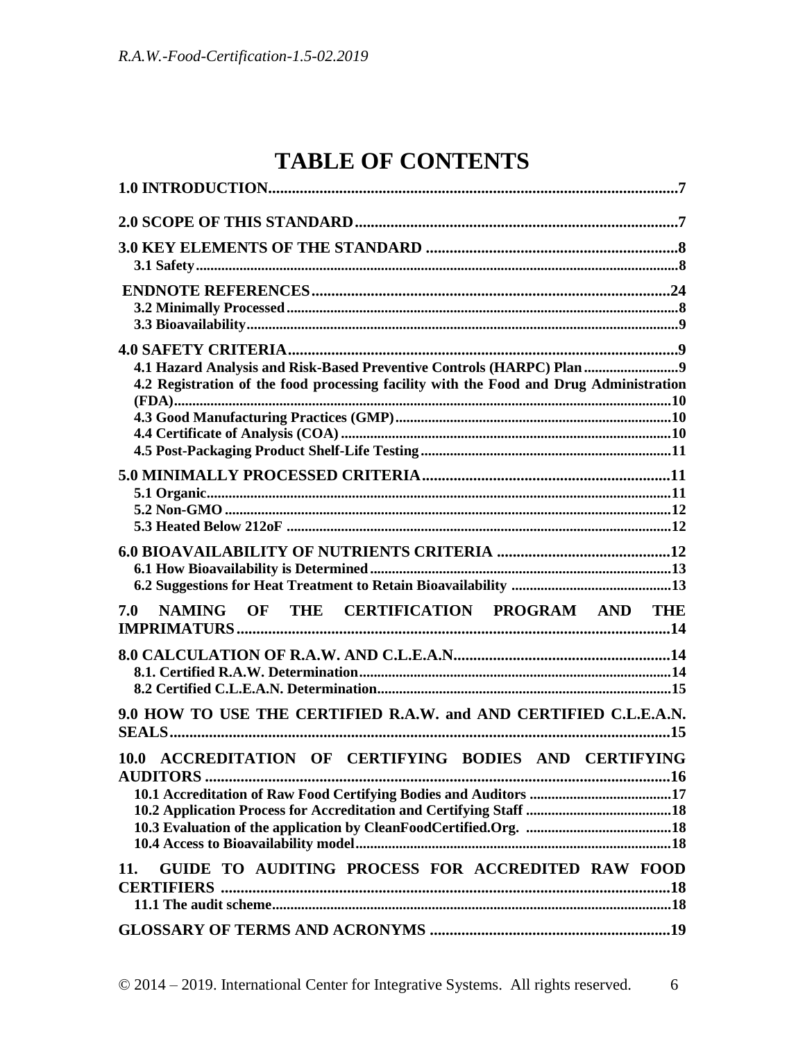# TABLE OF CONTENTS

**1.0 INTRODUCTION** ........................................................................................................ 7

**2.0 SCOPE OF THIS STANDARD** ................................................................................ 7

**3.0 KEY ELEMENTS OF THE STANDARD** ................................................................ 8
- **3.1 Safety** ........................................................................................................................ 8

**ENDNOTE REFERENCES** .......................................................................................... 24
- **3.2 Minimally Processed** ................................................................................................ 8
- **3.3 Bioavailability** ........................................................................................................... 9

**4.0 SAFETY CRITERIA** .................................................................................................. 9
- **4.1 Hazard Analysis and Risk-Based Preventive Controls (HARPC) Plan** ......................... 9
- **4.2 Registration of the food processing facility with the Food and Drug Administration (FDA)** ........................................................................................................................ 10
- **4.3 Good Manufacturing Practices (GMP)** ..................................................................... 10
- **4.4 Certificate of Analysis (COA)** ................................................................................... 10
- **4.5 Post-Packaging Product Shelf-Life Testing** .............................................................. 11

**5.0 MINIMALLY PROCESSED CRITERIA** ................................................................ 11
- **5.1 Organic** ..................................................................................................................... 11
- **5.2 Non-GMO** ................................................................................................................ 12
- **5.3 Heated Below 212oF** ................................................................................................ 12

**6.0 BIOAVAILABILITY OF NUTRIENTS CRITERIA** ............................................ 12
- **6.1 How Bioavailability is Determined** .......................................................................... 13
- **6.2 Suggestions for Heat Treatment to Retain Bioavailability** ........................................ 13

**7.0 NAMING OF THE CERTIFICATION PROGRAM AND THE IMPRIMATURS** ........................................................................................................ 14

**8.0 CALCULATION OF R.A.W. AND C.L.E.A.N.** ...................................................... 14
- **8.1. Certified R.A.W. Determination** ............................................................................. 14
- **8.2 Certified C.L.E.A.N. Determination** ........................................................................ 15

**9.0 HOW TO USE THE CERTIFIED R.A.W. and AND CERTIFIED C.L.E.A.N. SEALS** ........................................................................................................................ 15

**10.0 ACCREDITATION OF CERTIFYING BODIES AND CERTIFYING AUDITORS** ................................................................................................................ 16
- **10.1 Accreditation of Raw Food Certifying Bodies and Auditors** ..................................... 17
- **10.2 Application Process for Accreditation and Certifying Staff** ..................................... 18
- **10.3 Evaluation of the application by CleanFoodCertified.Org.** ...................................... 18
- **10.4 Access to Bioavailability model** ............................................................................... 18

**11. GUIDE TO AUDITING PROCESS FOR ACCREDITED RAW FOOD CERTIFIERS** ................................................................................................................ 18
- **11.1 The audit scheme** ..................................................................................................... 18

**GLOSSARY OF TERMS AND ACRONYMS** .............................................................. 19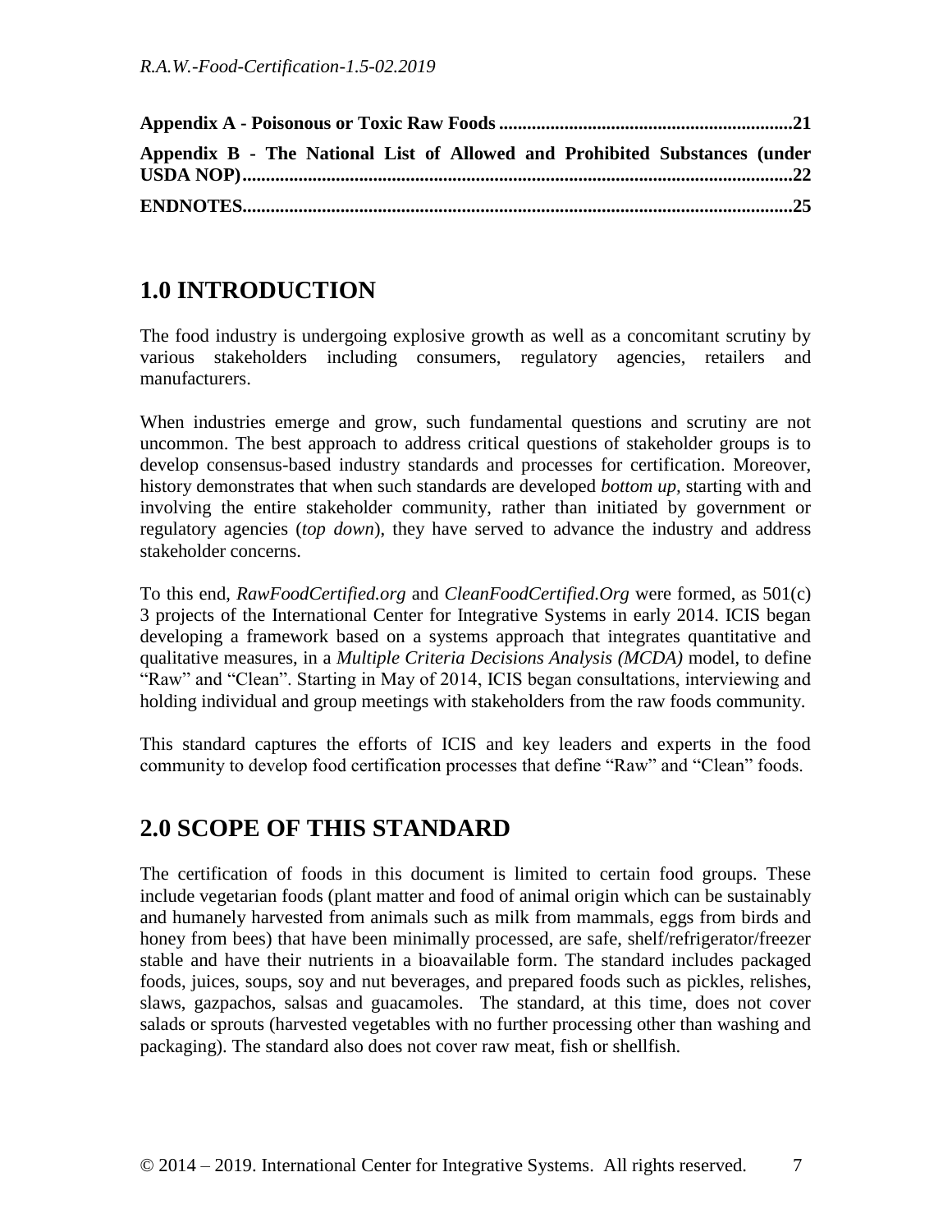**Appendix A - Poisonous or Toxic Raw Foods** .............................................................. **21**

**Appendix B - The National List of Allowed and Prohibited Substances (under USDA NOP)** ...................................................................................................................... **22**

**ENDNOTES** ..................................................................................................................... **25**

## 1.0 INTRODUCTION

The food industry is undergoing explosive growth as well as a concomitant scrutiny by various stakeholders including consumers, regulatory agencies, retailers and manufacturers.

When industries emerge and grow, such fundamental questions and scrutiny are not uncommon. The best approach to address critical questions of stakeholder groups is to develop consensus-based industry standards and processes for certification. Moreover, history demonstrates that when such standards are developed *bottom up*, starting with and involving the entire stakeholder community, rather than initiated by government or regulatory agencies (*top down*), they have served to advance the industry and address stakeholder concerns.

To this end, *RawFoodCertified.org* and *CleanFoodCertified.Org* were formed, as 501(c) 3 projects of the International Center for Integrative Systems in early 2014. ICIS began developing a framework based on a systems approach that integrates quantitative and qualitative measures, in a *Multiple Criteria Decisions Analysis (MCDA)* model, to define "Raw" and "Clean". Starting in May of 2014, ICIS began consultations, interviewing and holding individual and group meetings with stakeholders from the raw foods community.

This standard captures the efforts of ICIS and key leaders and experts in the food community to develop food certification processes that define "Raw" and "Clean" foods.

## 2.0 SCOPE OF THIS STANDARD

The certification of foods in this document is limited to certain food groups. These include vegetarian foods (plant matter and food of animal origin which can be sustainably and humanely harvested from animals such as milk from mammals, eggs from birds and honey from bees) that have been minimally processed, are safe, shelf/refrigerator/freezer stable and have their nutrients in a bioavailable form. The standard includes packaged foods, juices, soups, soy and nut beverages, and prepared foods such as pickles, relishes, slaws, gazpachos, salsas and guacamoles. The standard, at this time, does not cover salads or sprouts (harvested vegetables with no further processing other than washing and packaging). The standard also does not cover raw meat, fish or shellfish.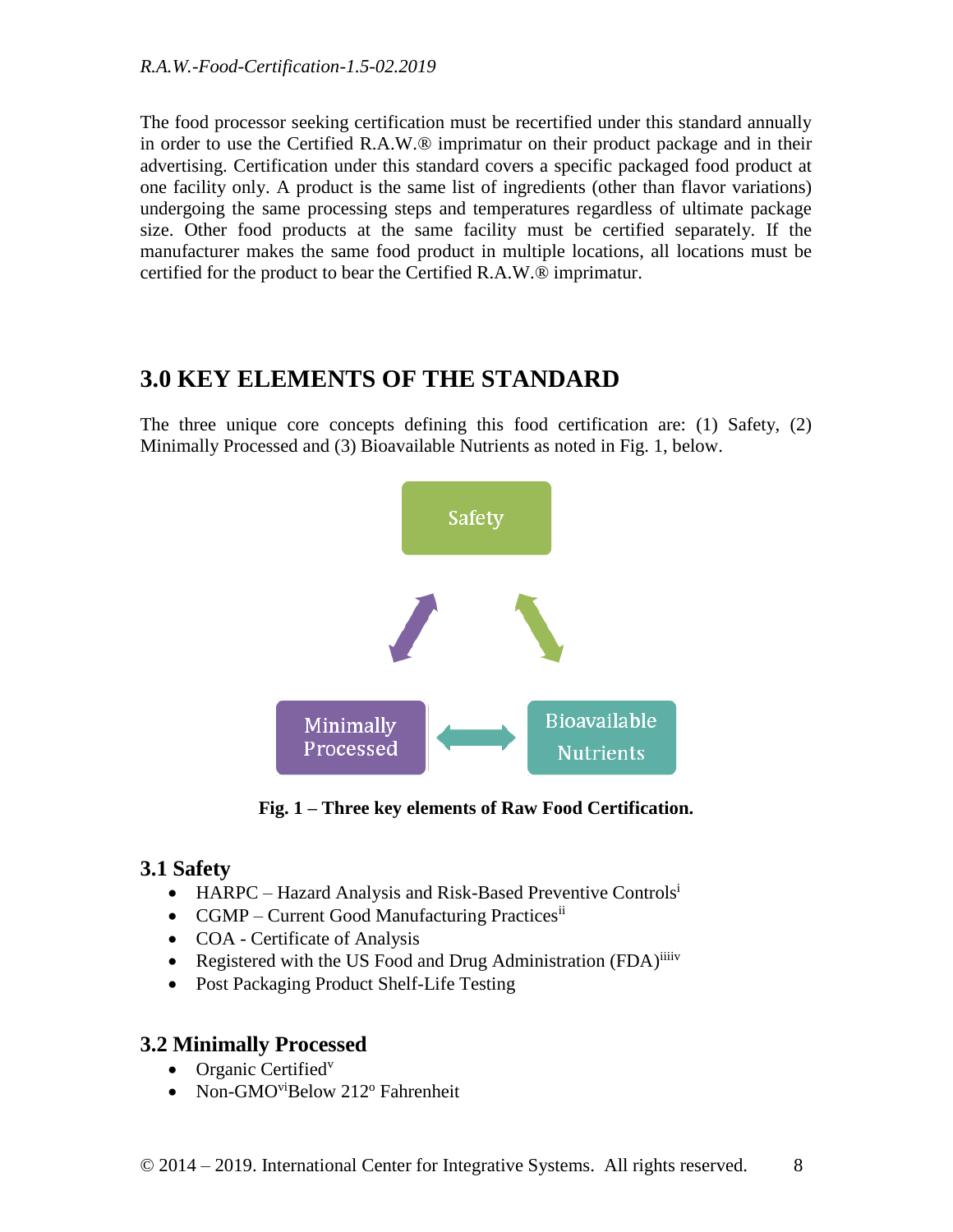The food processor seeking certification must be recertified under this standard annually in order to use the Certified R.A.W.® imprimatur on their product package and in their advertising. Certification under this standard covers a specific packaged food product at one facility only. A product is the same list of ingredients (other than flavor variations) undergoing the same processing steps and temperatures regardless of ultimate package size. Other food products at the same facility must be certified separately. If the manufacturer makes the same food product in multiple locations, all locations must be certified for the product to bear the Certified R.A.W.® imprimatur.

## 3.0 KEY ELEMENTS OF THE STANDARD

The three unique core concepts defining this food certification are: (1) Safety, (2) Minimally Processed and (3) Bioavailable Nutrients as noted in Fig. 1, below.

Safety

Minimally Processed

Bioavailable Nutrients

**Fig. 1 – Three key elements of Raw Food Certification.**

### 3.1 Safety

- HARPC – Hazard Analysis and Risk-Based Preventive Controls[i]
- CGMP – Current Good Manufacturing Practices[ii]
- COA - Certificate of Analysis
- Registered with the US Food and Drug Administration (FDA)[iii][iv]
- Post Packaging Product Shelf-Life Testing

### 3.2 Minimally Processed

- Organic Certified[v]
- Non-GMO[vi]Below 212º Fahrenheit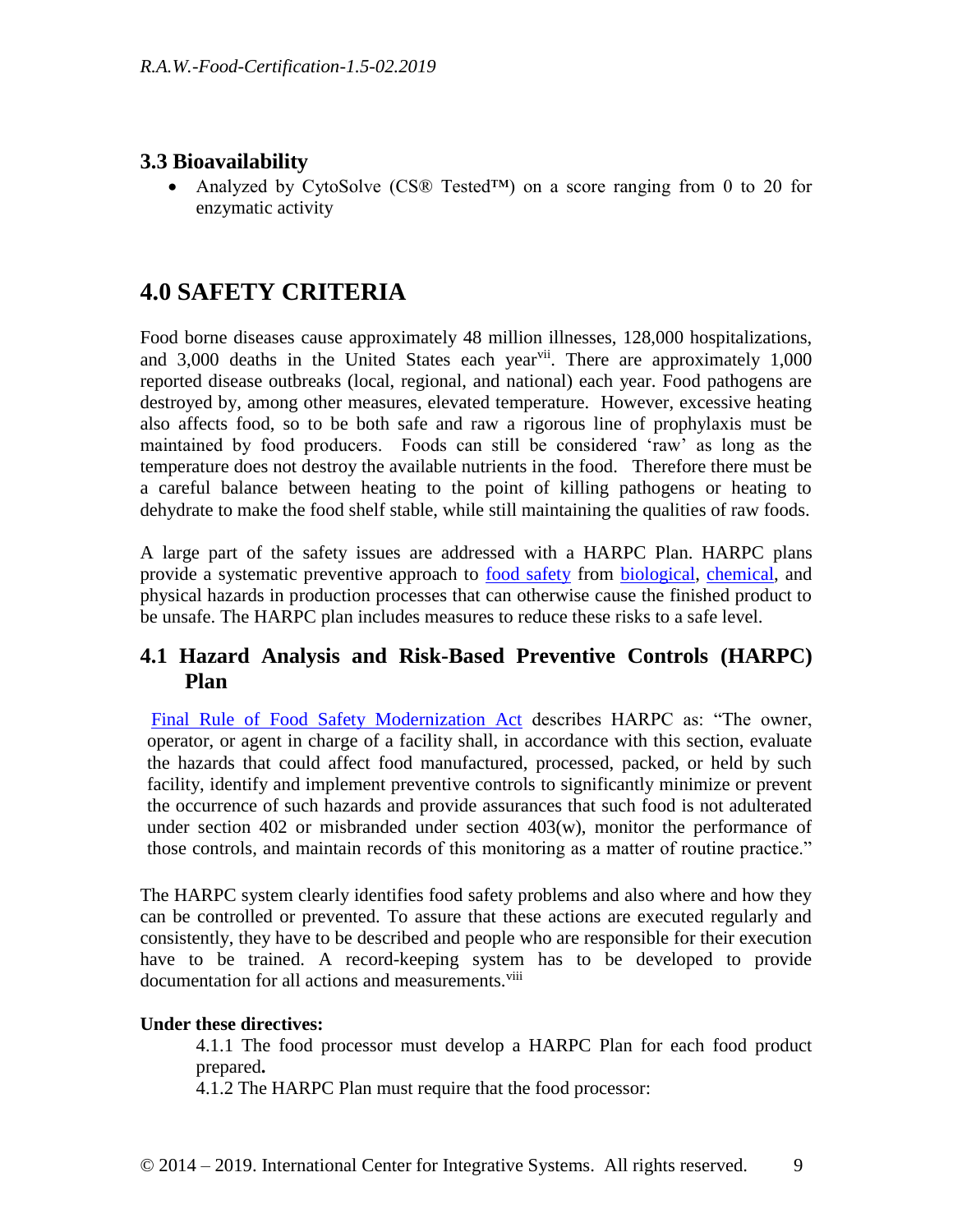### 3.3 Bioavailability

- Analyzed by CytoSolve (CS® Tested™) on a score ranging from 0 to 20 for enzymatic activity

## 4.0 SAFETY CRITERIA

Food borne diseases cause approximately 48 million illnesses, 128,000 hospitalizations, and 3,000 deaths in the United States each year[vii]. There are approximately 1,000 reported disease outbreaks (local, regional, and national) each year. Food pathogens are destroyed by, among other measures, elevated temperature. However, excessive heating also affects food, so to be both safe and raw a rigorous line of prophylaxis must be maintained by food producers. Foods can still be considered 'raw' as long as the temperature does not destroy the available nutrients in the food. Therefore there must be a careful balance between heating to the point of killing pathogens or heating to dehydrate to make the food shelf stable, while still maintaining the qualities of raw foods.

A large part of the safety issues are addressed with a HARPC Plan. HARPC plans provide a systematic preventive approach to food safety from biological, chemical, and physical hazards in production processes that can otherwise cause the finished product to be unsafe. The HARPC plan includes measures to reduce these risks to a safe level.

### 4.1 Hazard Analysis and Risk-Based Preventive Controls (HARPC) Plan

Final Rule of Food Safety Modernization Act describes HARPC as: "The owner, operator, or agent in charge of a facility shall, in accordance with this section, evaluate the hazards that could affect food manufactured, processed, packed, or held by such facility, identify and implement preventive controls to significantly minimize or prevent the occurrence of such hazards and provide assurances that such food is not adulterated under section 402 or misbranded under section 403(w), monitor the performance of those controls, and maintain records of this monitoring as a matter of routine practice."

The HARPC system clearly identifies food safety problems and also where and how they can be controlled or prevented. To assure that these actions are executed regularly and consistently, they have to be described and people who are responsible for their execution have to be trained. A record-keeping system has to be developed to provide documentation for all actions and measurements.[viii]

**Under these directives:**

4.1.1 The food processor must develop a HARPC Plan for each food product prepared**.**

4.1.2 The HARPC Plan must require that the food processor: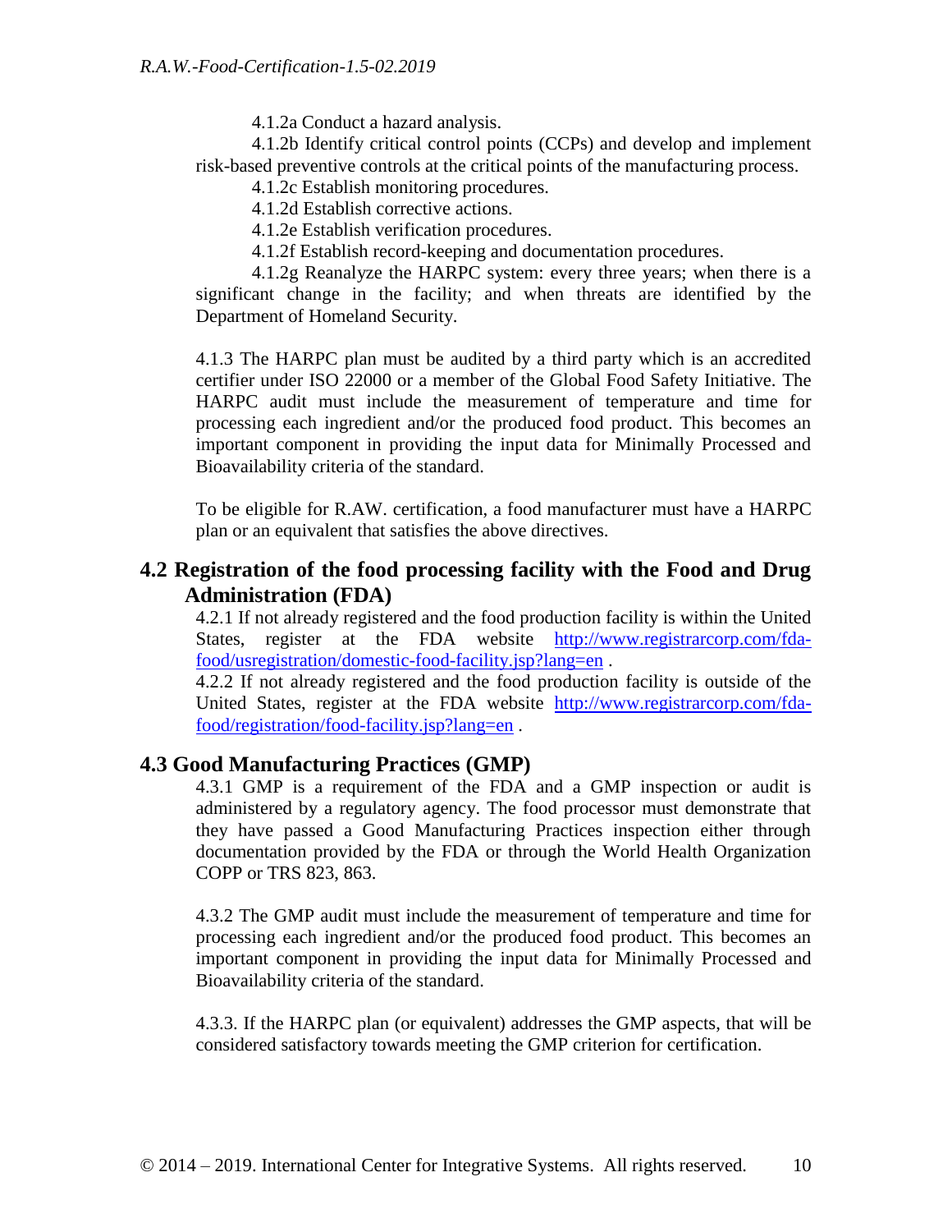4.1.2a Conduct a hazard analysis.

4.1.2b Identify critical control points (CCPs) and develop and implement risk-based preventive controls at the critical points of the manufacturing process.

4.1.2c Establish monitoring procedures.

4.1.2d Establish corrective actions.

4.1.2e Establish verification procedures.

4.1.2f Establish record-keeping and documentation procedures.

4.1.2g Reanalyze the HARPC system: every three years; when there is a significant change in the facility; and when threats are identified by the Department of Homeland Security.

4.1.3 The HARPC plan must be audited by a third party which is an accredited certifier under ISO 22000 or a member of the Global Food Safety Initiative. The HARPC audit must include the measurement of temperature and time for processing each ingredient and/or the produced food product. This becomes an important component in providing the input data for Minimally Processed and Bioavailability criteria of the standard.

To be eligible for R.AW. certification, a food manufacturer must have a HARPC plan or an equivalent that satisfies the above directives.

## 4.2 Registration of the food processing facility with the Food and Drug Administration (FDA)

4.2.1 If not already registered and the food production facility is within the United States, register at the FDA website [http://www.registrarcorp.com/fda-food/usregistration/domestic-food-facility.jsp?lang=en](http://www.registrarcorp.com/fda-food/usregistration/domestic-food-facility.jsp?lang=en) .

4.2.2 If not already registered and the food production facility is outside of the United States, register at the FDA website [http://www.registrarcorp.com/fda-food/registration/food-facility.jsp?lang=en](http://www.registrarcorp.com/fda-food/registration/food-facility.jsp?lang=en) .

## 4.3 Good Manufacturing Practices (GMP)

4.3.1 GMP is a requirement of the FDA and a GMP inspection or audit is administered by a regulatory agency. The food processor must demonstrate that they have passed a Good Manufacturing Practices inspection either through documentation provided by the FDA or through the World Health Organization COPP or TRS 823, 863.

4.3.2 The GMP audit must include the measurement of temperature and time for processing each ingredient and/or the produced food product. This becomes an important component in providing the input data for Minimally Processed and Bioavailability criteria of the standard.

4.3.3. If the HARPC plan (or equivalent) addresses the GMP aspects, that will be considered satisfactory towards meeting the GMP criterion for certification.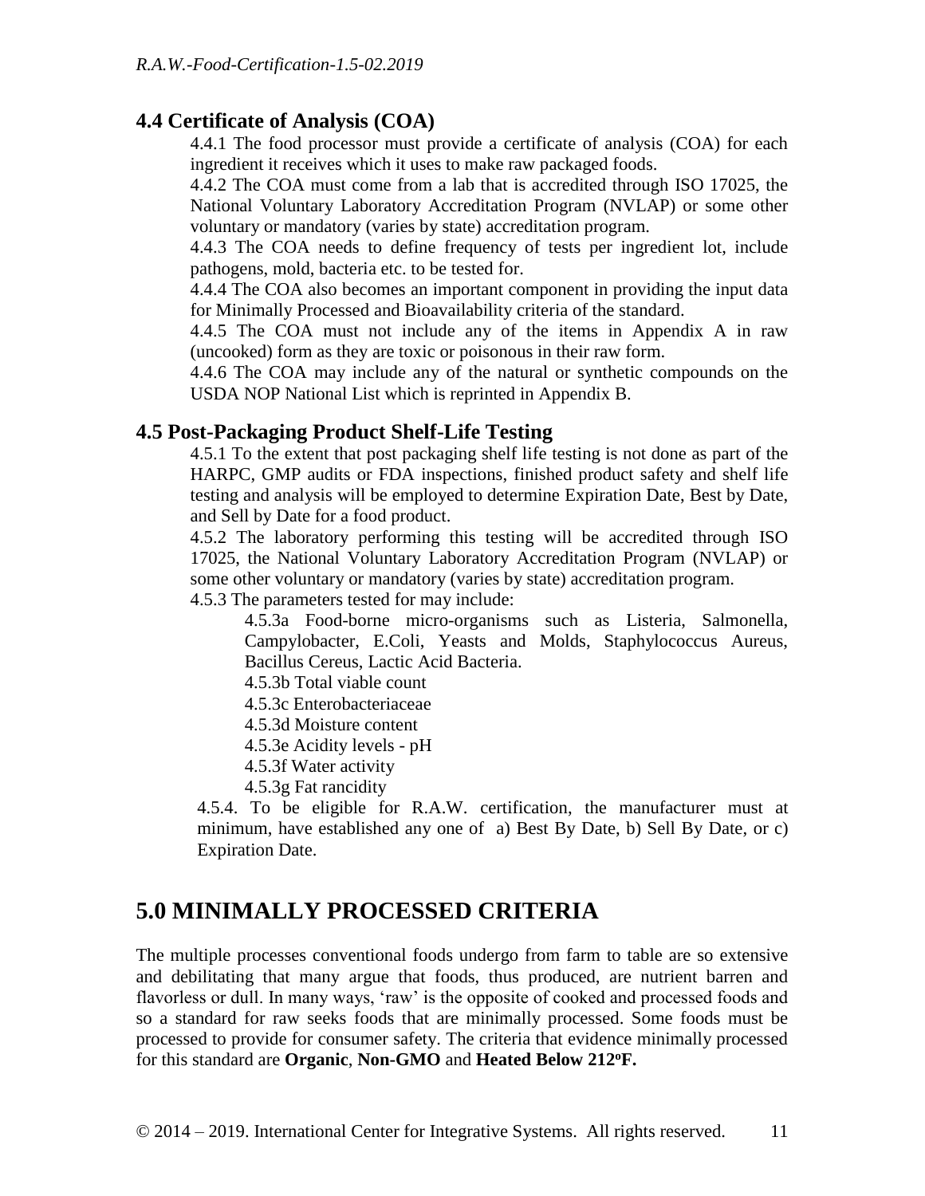## 4.4 Certificate of Analysis (COA)

4.4.1 The food processor must provide a certificate of analysis (COA) for each ingredient it receives which it uses to make raw packaged foods.

4.4.2 The COA must come from a lab that is accredited through ISO 17025, the National Voluntary Laboratory Accreditation Program (NVLAP) or some other voluntary or mandatory (varies by state) accreditation program.

4.4.3 The COA needs to define frequency of tests per ingredient lot, include pathogens, mold, bacteria etc. to be tested for.

4.4.4 The COA also becomes an important component in providing the input data for Minimally Processed and Bioavailability criteria of the standard.

4.4.5 The COA must not include any of the items in Appendix A in raw (uncooked) form as they are toxic or poisonous in their raw form.

4.4.6 The COA may include any of the natural or synthetic compounds on the USDA NOP National List which is reprinted in Appendix B.

## 4.5 Post-Packaging Product Shelf-Life Testing

4.5.1 To the extent that post packaging shelf life testing is not done as part of the HARPC, GMP audits or FDA inspections, finished product safety and shelf life testing and analysis will be employed to determine Expiration Date, Best by Date, and Sell by Date for a food product.

4.5.2 The laboratory performing this testing will be accredited through ISO 17025, the National Voluntary Laboratory Accreditation Program (NVLAP) or some other voluntary or mandatory (varies by state) accreditation program.

4.5.3 The parameters tested for may include:

4.5.3a Food-borne micro-organisms such as Listeria, Salmonella, Campylobacter, E.Coli, Yeasts and Molds, Staphylococcus Aureus, Bacillus Cereus, Lactic Acid Bacteria.

4.5.3b Total viable count

4.5.3c Enterobacteriaceae

4.5.3d Moisture content

4.5.3e Acidity levels - pH

4.5.3f Water activity

4.5.3g Fat rancidity

4.5.4. To be eligible for R.A.W. certification, the manufacturer must at minimum, have established any one of a) Best By Date, b) Sell By Date, or c) Expiration Date.

# 5.0 MINIMALLY PROCESSED CRITERIA

The multiple processes conventional foods undergo from farm to table are so extensive and debilitating that many argue that foods, thus produced, are nutrient barren and flavorless or dull. In many ways, 'raw' is the opposite of cooked and processed foods and so a standard for raw seeks foods that are minimally processed. Some foods must be processed to provide for consumer safety. The criteria that evidence minimally processed for this standard are **Organic**, **Non-GMO** and **Heated Below 212°F.**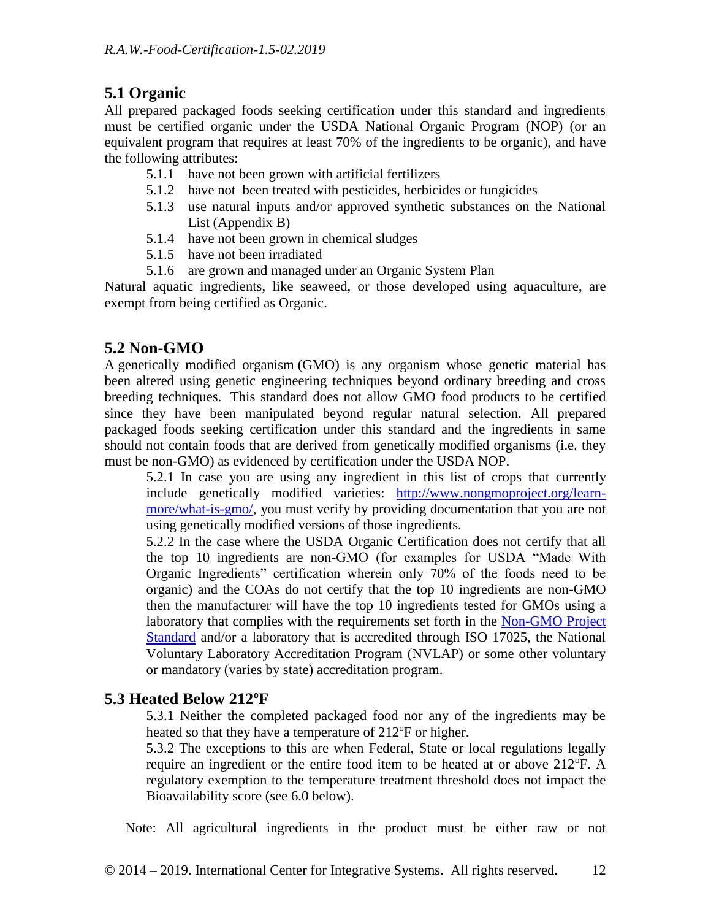## 5.1 Organic

All prepared packaged foods seeking certification under this standard and ingredients must be certified organic under the USDA National Organic Program (NOP) (or an equivalent program that requires at least 70% of the ingredients to be organic), and have the following attributes:

- 5.1.1 have not been grown with artificial fertilizers
- 5.1.2 have not been treated with pesticides, herbicides or fungicides
- 5.1.3 use natural inputs and/or approved synthetic substances on the National List (Appendix B)
- 5.1.4 have not been grown in chemical sludges
- 5.1.5 have not been irradiated
- 5.1.6 are grown and managed under an Organic System Plan

Natural aquatic ingredients, like seaweed, or those developed using aquaculture, are exempt from being certified as Organic.

## 5.2 Non-GMO

A genetically modified organism (GMO) is any organism whose genetic material has been altered using genetic engineering techniques beyond ordinary breeding and cross breeding techniques. This standard does not allow GMO food products to be certified since they have been manipulated beyond regular natural selection. All prepared packaged foods seeking certification under this standard and the ingredients in same should not contain foods that are derived from genetically modified organisms (i.e. they must be non-GMO) as evidenced by certification under the USDA NOP.

5.2.1 In case you are using any ingredient in this list of crops that currently include genetically modified varieties: [http://www.nongmoproject.org/learn-more/what-is-gmo/](http://www.nongmoproject.org/learn-more/what-is-gmo/), you must verify by providing documentation that you are not using genetically modified versions of those ingredients.

5.2.2 In the case where the USDA Organic Certification does not certify that all the top 10 ingredients are non-GMO (for examples for USDA "Made With Organic Ingredients" certification wherein only 70% of the foods need to be organic) and the COAs do not certify that the top 10 ingredients are non-GMO then the manufacturer will have the top 10 ingredients tested for GMOs using a laboratory that complies with the requirements set forth in the Non-GMO Project Standard and/or a laboratory that is accredited through ISO 17025, the National Voluntary Laboratory Accreditation Program (NVLAP) or some other voluntary or mandatory (varies by state) accreditation program.

## 5.3 Heated Below 212ºF

5.3.1 Neither the completed packaged food nor any of the ingredients may be heated so that they have a temperature of 212ºF or higher.

5.3.2 The exceptions to this are when Federal, State or local regulations legally require an ingredient or the entire food item to be heated at or above 212ºF. A regulatory exemption to the temperature treatment threshold does not impact the Bioavailability score (see 6.0 below).

Note: All agricultural ingredients in the product must be either raw or not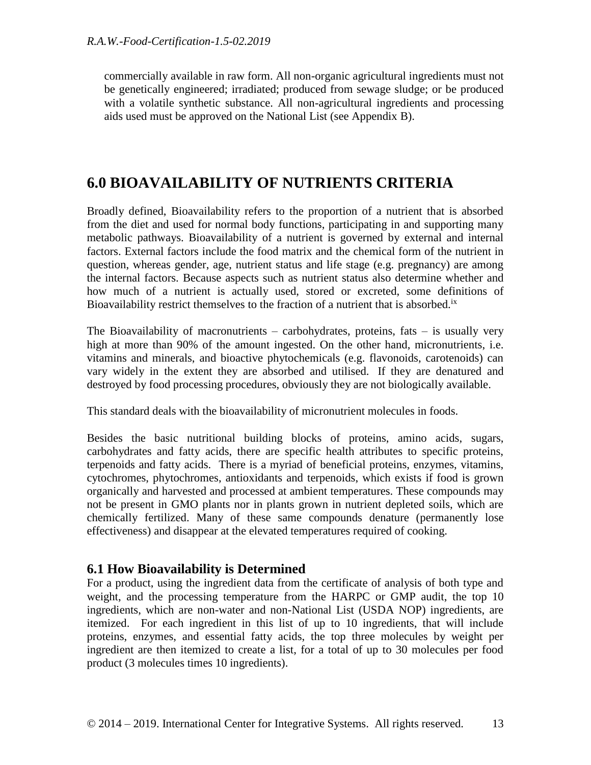commercially available in raw form. All non-organic agricultural ingredients must not be genetically engineered; irradiated; produced from sewage sludge; or be produced with a volatile synthetic substance. All non-agricultural ingredients and processing aids used must be approved on the National List (see Appendix B).

# 6.0 BIOAVAILABILITY OF NUTRIENTS CRITERIA

Broadly defined, Bioavailability refers to the proportion of a nutrient that is absorbed from the diet and used for normal body functions, participating in and supporting many metabolic pathways. Bioavailability of a nutrient is governed by external and internal factors. External factors include the food matrix and the chemical form of the nutrient in question, whereas gender, age, nutrient status and life stage (e.g. pregnancy) are among the internal factors. Because aspects such as nutrient status also determine whether and how much of a nutrient is actually used, stored or excreted, some definitions of Bioavailability restrict themselves to the fraction of a nutrient that is absorbed.[ix]

The Bioavailability of macronutrients – carbohydrates, proteins, fats – is usually very high at more than 90% of the amount ingested. On the other hand, micronutrients, i.e. vitamins and minerals, and bioactive phytochemicals (e.g. flavonoids, carotenoids) can vary widely in the extent they are absorbed and utilised. If they are denatured and destroyed by food processing procedures, obviously they are not biologically available.

This standard deals with the bioavailability of micronutrient molecules in foods.

Besides the basic nutritional building blocks of proteins, amino acids, sugars, carbohydrates and fatty acids, there are specific health attributes to specific proteins, terpenoids and fatty acids. There is a myriad of beneficial proteins, enzymes, vitamins, cytochromes, phytochromes, antioxidants and terpenoids, which exists if food is grown organically and harvested and processed at ambient temperatures. These compounds may not be present in GMO plants nor in plants grown in nutrient depleted soils, which are chemically fertilized. Many of these same compounds denature (permanently lose effectiveness) and disappear at the elevated temperatures required of cooking.

## 6.1 How Bioavailability is Determined

For a product, using the ingredient data from the certificate of analysis of both type and weight, and the processing temperature from the HARPC or GMP audit, the top 10 ingredients, which are non-water and non-National List (USDA NOP) ingredients, are itemized. For each ingredient in this list of up to 10 ingredients, that will include proteins, enzymes, and essential fatty acids, the top three molecules by weight per ingredient are then itemized to create a list, for a total of up to 30 molecules per food product (3 molecules times 10 ingredients).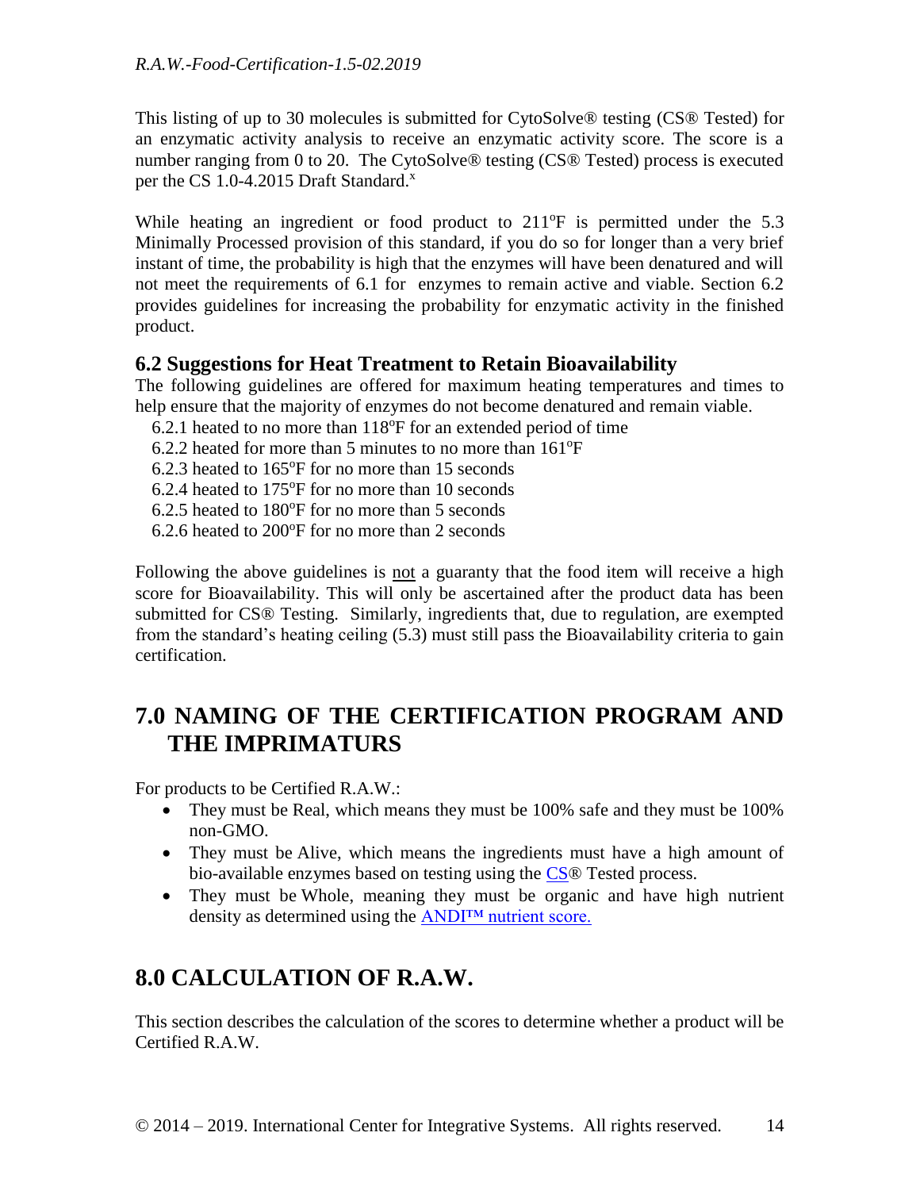This listing of up to 30 molecules is submitted for CytoSolve® testing (CS® Tested) for an enzymatic activity analysis to receive an enzymatic activity score. The score is a number ranging from 0 to 20. The CytoSolve® testing (CS® Tested) process is executed per the CS 1.0-4.2015 Draft Standard.[x]

While heating an ingredient or food product to 211°F is permitted under the 5.3 Minimally Processed provision of this standard, if you do so for longer than a very brief instant of time, the probability is high that the enzymes will have been denatured and will not meet the requirements of 6.1 for enzymes to remain active and viable. Section 6.2 provides guidelines for increasing the probability for enzymatic activity in the finished product.

### 6.2 Suggestions for Heat Treatment to Retain Bioavailability

The following guidelines are offered for maximum heating temperatures and times to help ensure that the majority of enzymes do not become denatured and remain viable.

6.2.1 heated to no more than 118°F for an extended period of time
6.2.2 heated for more than 5 minutes to no more than 161°F
6.2.3 heated to 165°F for no more than 15 seconds
6.2.4 heated to 175°F for no more than 10 seconds
6.2.5 heated to 180°F for no more than 5 seconds
6.2.6 heated to 200°F for no more than 2 seconds

Following the above guidelines is not a guaranty that the food item will receive a high score for Bioavailability. This will only be ascertained after the product data has been submitted for CS® Testing. Similarly, ingredients that, due to regulation, are exempted from the standard's heating ceiling (5.3) must still pass the Bioavailability criteria to gain certification.

## 7.0 NAMING OF THE CERTIFICATION PROGRAM AND THE IMPRIMATURS

For products to be Certified R.A.W.:

- They must be Real, which means they must be 100% safe and they must be 100% non-GMO.
- They must be Alive, which means the ingredients must have a high amount of bio-available enzymes based on testing using the CS® Tested process.
- They must be Whole, meaning they must be organic and have high nutrient density as determined using the ANDI™ nutrient score.

## 8.0 CALCULATION OF R.A.W.

This section describes the calculation of the scores to determine whether a product will be Certified R.A.W.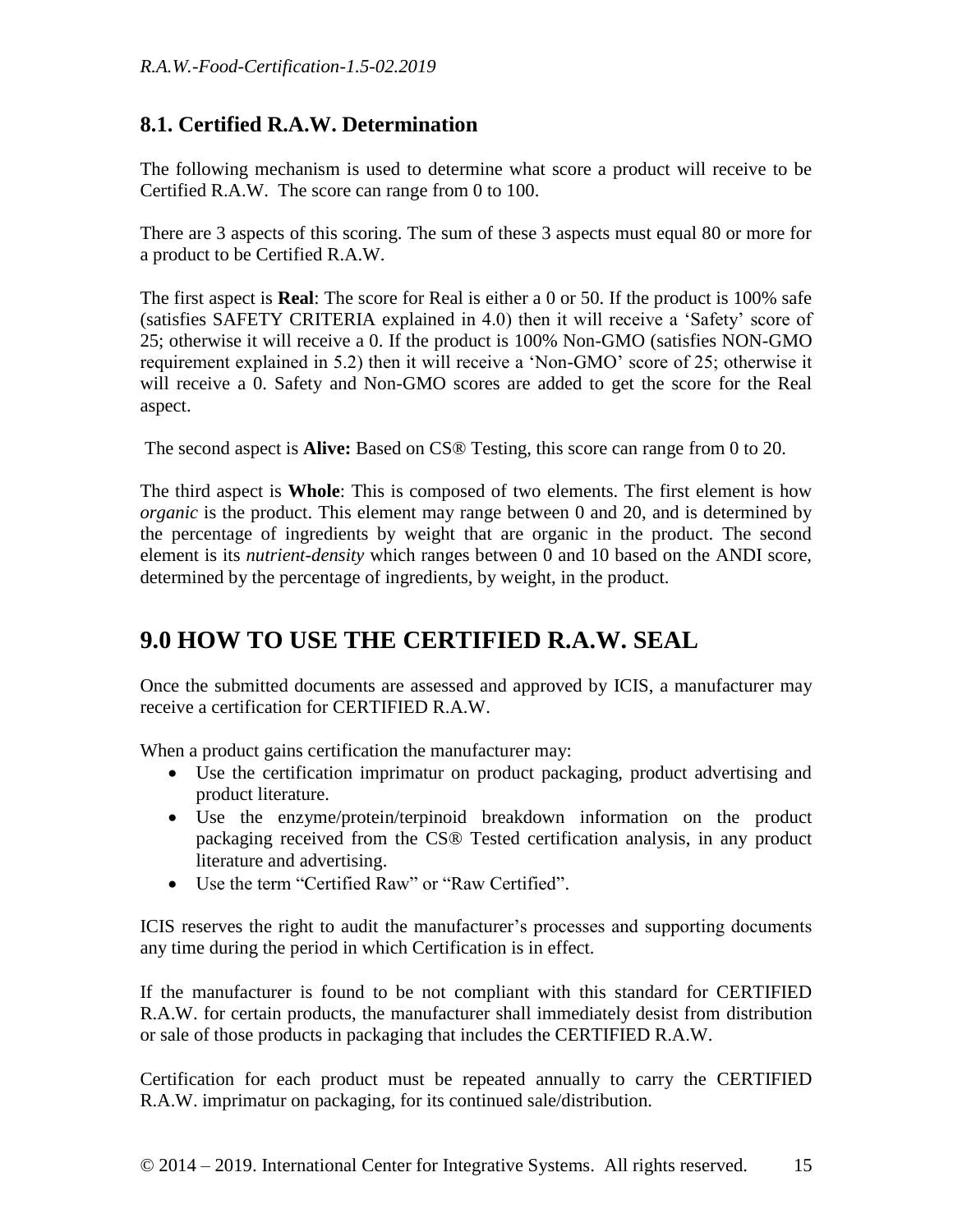## 8.1. Certified R.A.W. Determination

The following mechanism is used to determine what score a product will receive to be Certified R.A.W. The score can range from 0 to 100.

There are 3 aspects of this scoring. The sum of these 3 aspects must equal 80 or more for a product to be Certified R.A.W.

The first aspect is **Real**: The score for Real is either a 0 or 50. If the product is 100% safe (satisfies SAFETY CRITERIA explained in 4.0) then it will receive a 'Safety' score of 25; otherwise it will receive a 0. If the product is 100% Non-GMO (satisfies NON-GMO requirement explained in 5.2) then it will receive a 'Non-GMO' score of 25; otherwise it will receive a 0. Safety and Non-GMO scores are added to get the score for the Real aspect.

The second aspect is **Alive:** Based on CS® Testing, this score can range from 0 to 20.

The third aspect is **Whole**: This is composed of two elements. The first element is how *organic* is the product. This element may range between 0 and 20, and is determined by the percentage of ingredients by weight that are organic in the product. The second element is its *nutrient-density* which ranges between 0 and 10 based on the ANDI score, determined by the percentage of ingredients, by weight, in the product.

# 9.0 HOW TO USE THE CERTIFIED R.A.W. SEAL

Once the submitted documents are assessed and approved by ICIS, a manufacturer may receive a certification for CERTIFIED R.A.W.

When a product gains certification the manufacturer may:

- Use the certification imprimatur on product packaging, product advertising and product literature.
- Use the enzyme/protein/terpinoid breakdown information on the product packaging received from the CS® Tested certification analysis, in any product literature and advertising.
- Use the term "Certified Raw" or "Raw Certified".

ICIS reserves the right to audit the manufacturer's processes and supporting documents any time during the period in which Certification is in effect.

If the manufacturer is found to be not compliant with this standard for CERTIFIED R.A.W. for certain products, the manufacturer shall immediately desist from distribution or sale of those products in packaging that includes the CERTIFIED R.A.W.

Certification for each product must be repeated annually to carry the CERTIFIED R.A.W. imprimatur on packaging, for its continued sale/distribution.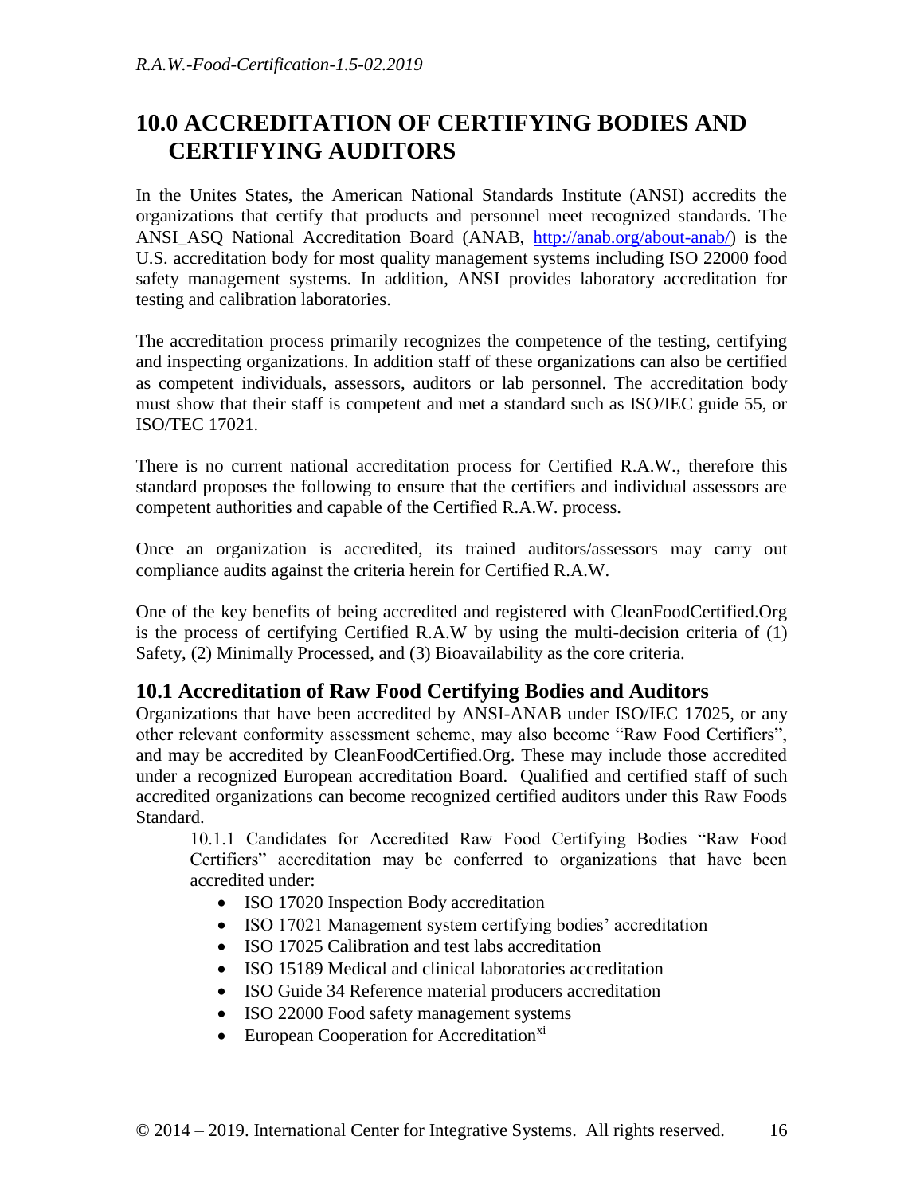# 10.0 ACCREDITATION OF CERTIFYING BODIES AND CERTIFYING AUDITORS

In the Unites States, the American National Standards Institute (ANSI) accredits the organizations that certify that products and personnel meet recognized standards. The ANSI_ASQ National Accreditation Board (ANAB, http://anab.org/about-anab/) is the U.S. accreditation body for most quality management systems including ISO 22000 food safety management systems. In addition, ANSI provides laboratory accreditation for testing and calibration laboratories.

The accreditation process primarily recognizes the competence of the testing, certifying and inspecting organizations. In addition staff of these organizations can also be certified as competent individuals, assessors, auditors or lab personnel. The accreditation body must show that their staff is competent and met a standard such as ISO/IEC guide 55, or ISO/TEC 17021.

There is no current national accreditation process for Certified R.A.W., therefore this standard proposes the following to ensure that the certifiers and individual assessors are competent authorities and capable of the Certified R.A.W. process.

Once an organization is accredited, its trained auditors/assessors may carry out compliance audits against the criteria herein for Certified R.A.W.

One of the key benefits of being accredited and registered with CleanFoodCertified.Org is the process of certifying Certified R.A.W by using the multi-decision criteria of (1) Safety, (2) Minimally Processed, and (3) Bioavailability as the core criteria.

## 10.1 Accreditation of Raw Food Certifying Bodies and Auditors

Organizations that have been accredited by ANSI-ANAB under ISO/IEC 17025, or any other relevant conformity assessment scheme, may also become "Raw Food Certifiers", and may be accredited by CleanFoodCertified.Org. These may include those accredited under a recognized European accreditation Board. Qualified and certified staff of such accredited organizations can become recognized certified auditors under this Raw Foods Standard.

10.1.1 Candidates for Accredited Raw Food Certifying Bodies "Raw Food Certifiers" accreditation may be conferred to organizations that have been accredited under:

- ISO 17020 Inspection Body accreditation
- ISO 17021 Management system certifying bodies' accreditation
- ISO 17025 Calibration and test labs accreditation
- ISO 15189 Medical and clinical laboratories accreditation
- ISO Guide 34 Reference material producers accreditation
- ISO 22000 Food safety management systems
- European Cooperation for Accreditation[xi]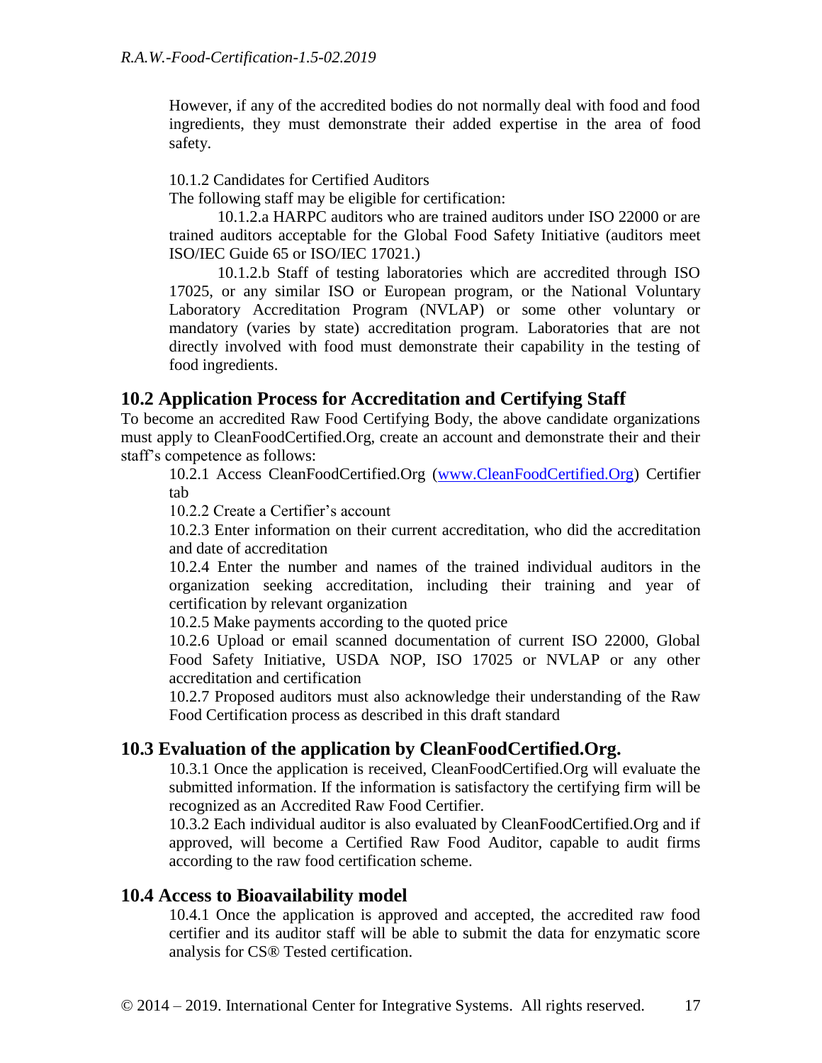However, if any of the accredited bodies do not normally deal with food and food ingredients, they must demonstrate their added expertise in the area of food safety.

10.1.2 Candidates for Certified Auditors

The following staff may be eligible for certification:

10.1.2.a HARPC auditors who are trained auditors under ISO 22000 or are trained auditors acceptable for the Global Food Safety Initiative (auditors meet ISO/IEC Guide 65 or ISO/IEC 17021.)

10.1.2.b Staff of testing laboratories which are accredited through ISO 17025, or any similar ISO or European program, or the National Voluntary Laboratory Accreditation Program (NVLAP) or some other voluntary or mandatory (varies by state) accreditation program. Laboratories that are not directly involved with food must demonstrate their capability in the testing of food ingredients.

## 10.2 Application Process for Accreditation and Certifying Staff

To become an accredited Raw Food Certifying Body, the above candidate organizations must apply to CleanFoodCertified.Org, create an account and demonstrate their and their staff's competence as follows:

10.2.1 Access CleanFoodCertified.Org ([www.CleanFoodCertified.Org](www.CleanFoodCertified.Org)) Certifier tab

10.2.2 Create a Certifier's account

10.2.3 Enter information on their current accreditation, who did the accreditation and date of accreditation

10.2.4 Enter the number and names of the trained individual auditors in the organization seeking accreditation, including their training and year of certification by relevant organization

10.2.5 Make payments according to the quoted price

10.2.6 Upload or email scanned documentation of current ISO 22000, Global Food Safety Initiative, USDA NOP, ISO 17025 or NVLAP or any other accreditation and certification

10.2.7 Proposed auditors must also acknowledge their understanding of the Raw Food Certification process as described in this draft standard

## 10.3 Evaluation of the application by CleanFoodCertified.Org.

10.3.1 Once the application is received, CleanFoodCertified.Org will evaluate the submitted information. If the information is satisfactory the certifying firm will be recognized as an Accredited Raw Food Certifier.

10.3.2 Each individual auditor is also evaluated by CleanFoodCertified.Org and if approved, will become a Certified Raw Food Auditor, capable to audit firms according to the raw food certification scheme.

## 10.4 Access to Bioavailability model

10.4.1 Once the application is approved and accepted, the accredited raw food certifier and its auditor staff will be able to submit the data for enzymatic score analysis for CS® Tested certification.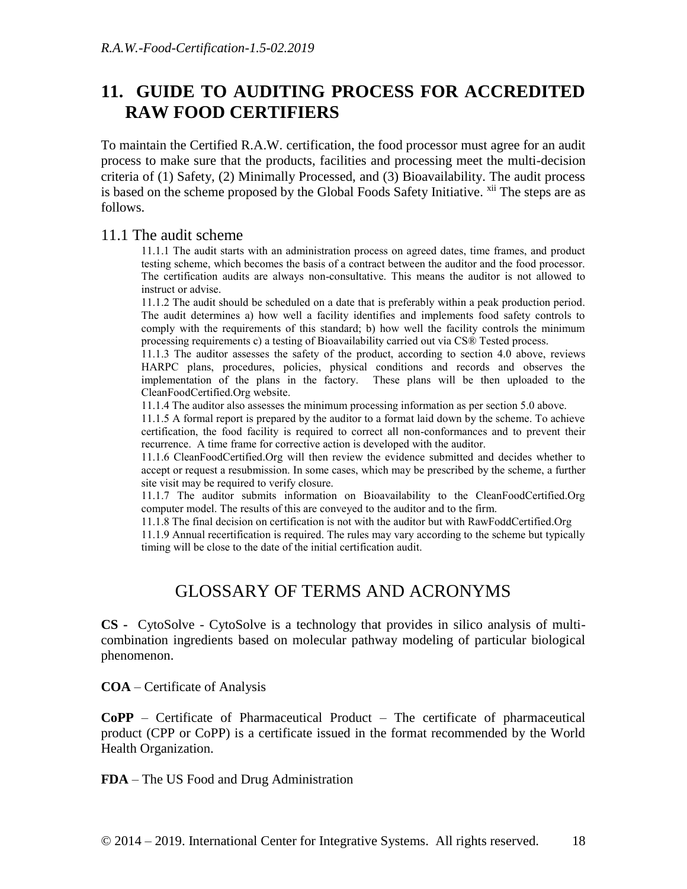# 11. GUIDE TO AUDITING PROCESS FOR ACCREDITED RAW FOOD CERTIFIERS

To maintain the Certified R.A.W. certification, the food processor must agree for an audit process to make sure that the products, facilities and processing meet the multi-decision criteria of (1) Safety, (2) Minimally Processed, and (3) Bioavailability. The audit process is based on the scheme proposed by the Global Foods Safety Initiative. [xii] The steps are as follows.

## 11.1 The audit scheme

11.1.1 The audit starts with an administration process on agreed dates, time frames, and product testing scheme, which becomes the basis of a contract between the auditor and the food processor. The certification audits are always non-consultative. This means the auditor is not allowed to instruct or advise.

11.1.2 The audit should be scheduled on a date that is preferably within a peak production period. The audit determines a) how well a facility identifies and implements food safety controls to comply with the requirements of this standard; b) how well the facility controls the minimum processing requirements c) a testing of Bioavailability carried out via CS® Tested process.

11.1.3 The auditor assesses the safety of the product, according to section 4.0 above, reviews HARPC plans, procedures, policies, physical conditions and records and observes the implementation of the plans in the factory. These plans will be then uploaded to the CleanFoodCertified.Org website.

11.1.4 The auditor also assesses the minimum processing information as per section 5.0 above.

11.1.5 A formal report is prepared by the auditor to a format laid down by the scheme. To achieve certification, the food facility is required to correct all non-conformances and to prevent their recurrence. A time frame for corrective action is developed with the auditor.

11.1.6 CleanFoodCertified.Org will then review the evidence submitted and decides whether to accept or request a resubmission. In some cases, which may be prescribed by the scheme, a further site visit may be required to verify closure.

11.1.7 The auditor submits information on Bioavailability to the CleanFoodCertified.Org computer model. The results of this are conveyed to the auditor and to the firm.

11.1.8 The final decision on certification is not with the auditor but with RawFoddCertified.Org

11.1.9 Annual recertification is required. The rules may vary according to the scheme but typically timing will be close to the date of the initial certification audit.

# GLOSSARY OF TERMS AND ACRONYMS

**CS -** CytoSolve - CytoSolve is a technology that provides in silico analysis of multi-combination ingredients based on molecular pathway modeling of particular biological phenomenon.

**COA** – Certificate of Analysis

**CoPP** – Certificate of Pharmaceutical Product – The certificate of pharmaceutical product (CPP or CoPP) is a certificate issued in the format recommended by the World Health Organization.

**FDA** – The US Food and Drug Administration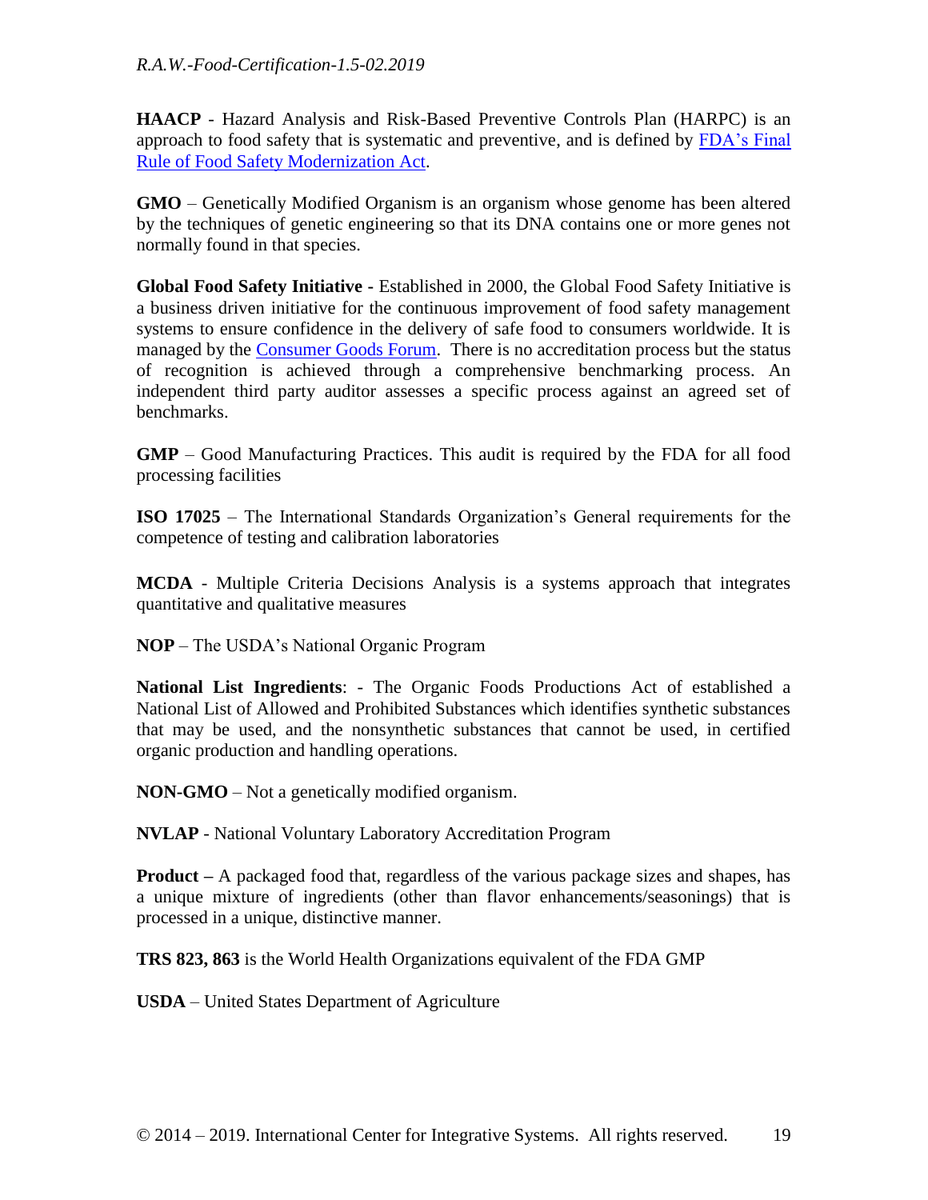**HAACP** - Hazard Analysis and Risk-Based Preventive Controls Plan (HARPC) is an approach to food safety that is systematic and preventive, and is defined by [FDA's Final Rule of Food Safety Modernization Act](#).

**GMO** – Genetically Modified Organism is an organism whose genome has been altered by the techniques of genetic engineering so that its DNA contains one or more genes not normally found in that species.

**Global Food Safety Initiative -** Established in 2000, the Global Food Safety Initiative is a business driven initiative for the continuous improvement of food safety management systems to ensure confidence in the delivery of safe food to consumers worldwide. It is managed by the [Consumer Goods Forum](#). There is no accreditation process but the status of recognition is achieved through a comprehensive benchmarking process. An independent third party auditor assesses a specific process against an agreed set of benchmarks.

**GMP** – Good Manufacturing Practices. This audit is required by the FDA for all food processing facilities

**ISO 17025** – The International Standards Organization's General requirements for the competence of testing and calibration laboratories

**MCDA** - Multiple Criteria Decisions Analysis is a systems approach that integrates quantitative and qualitative measures

**NOP** – The USDA's National Organic Program

**National List Ingredients**: - The Organic Foods Productions Act of established a National List of Allowed and Prohibited Substances which identifies synthetic substances that may be used, and the nonsynthetic substances that cannot be used, in certified organic production and handling operations.

**NON-GMO** – Not a genetically modified organism.

**NVLAP** - National Voluntary Laboratory Accreditation Program

**Product –** A packaged food that, regardless of the various package sizes and shapes, has a unique mixture of ingredients (other than flavor enhancements/seasonings) that is processed in a unique, distinctive manner.

**TRS 823, 863** is the World Health Organizations equivalent of the FDA GMP

**USDA** – United States Department of Agriculture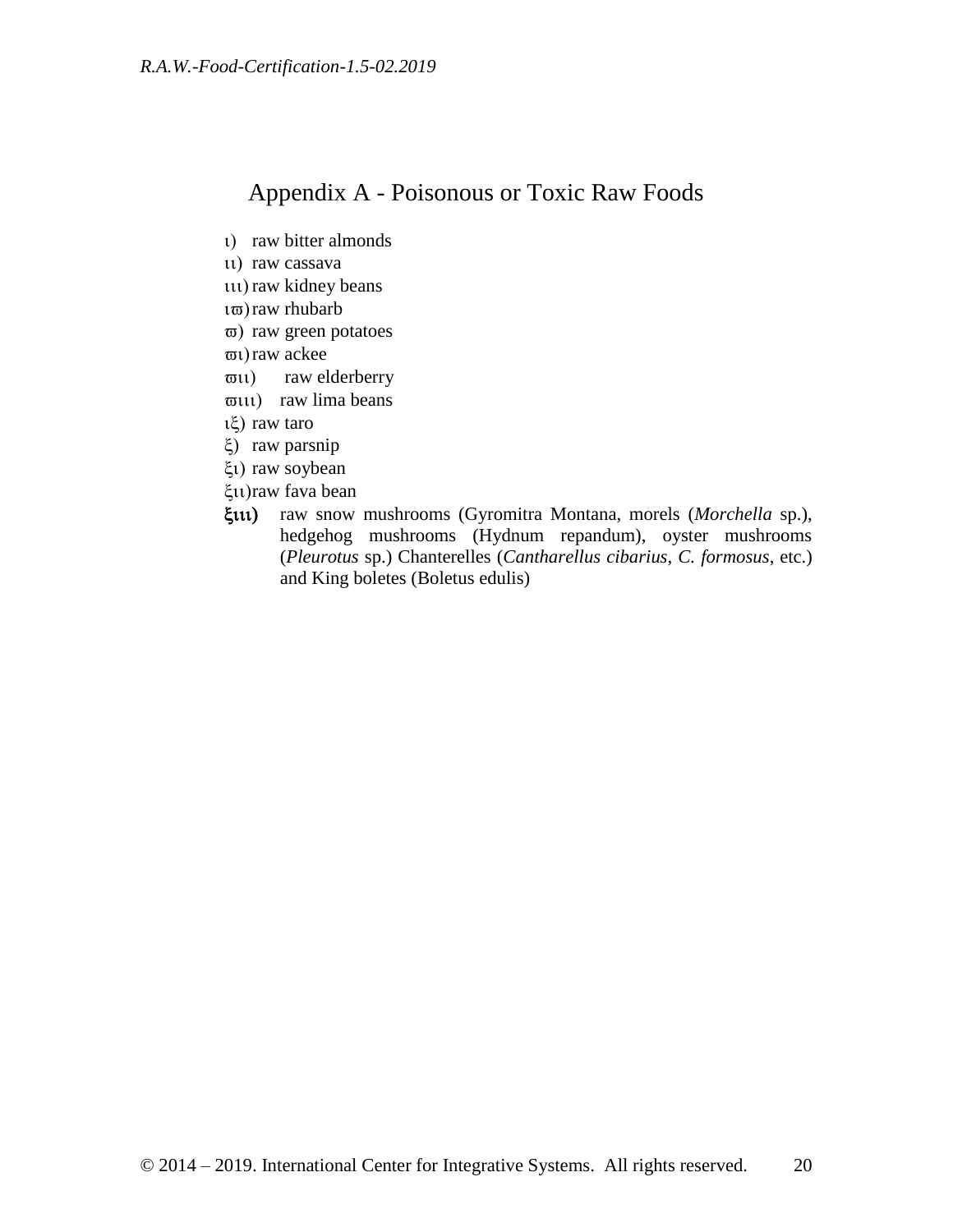# Appendix A - Poisonous or Toxic Raw Foods

ι) raw bitter almonds

ιι) raw cassava

ιιι) raw kidney beans

ιϖ) raw rhubarb

ϖ) raw green potatoes

ϖι) raw ackee

ϖιι) raw elderberry

ϖιιι) raw lima beans

ιξ) raw taro

ξ) raw parsnip

ξι) raw soybean

ξιι) raw fava bean

**ξιιι)** raw snow mushrooms (Gyromitra Montana, morels (*Morchella* sp.), hedgehog mushrooms (Hydnum repandum), oyster mushrooms (*Pleurotus* sp.) Chanterelles (*Cantharellus cibarius*, *C. formosus*, etc.) and King boletes (Boletus edulis)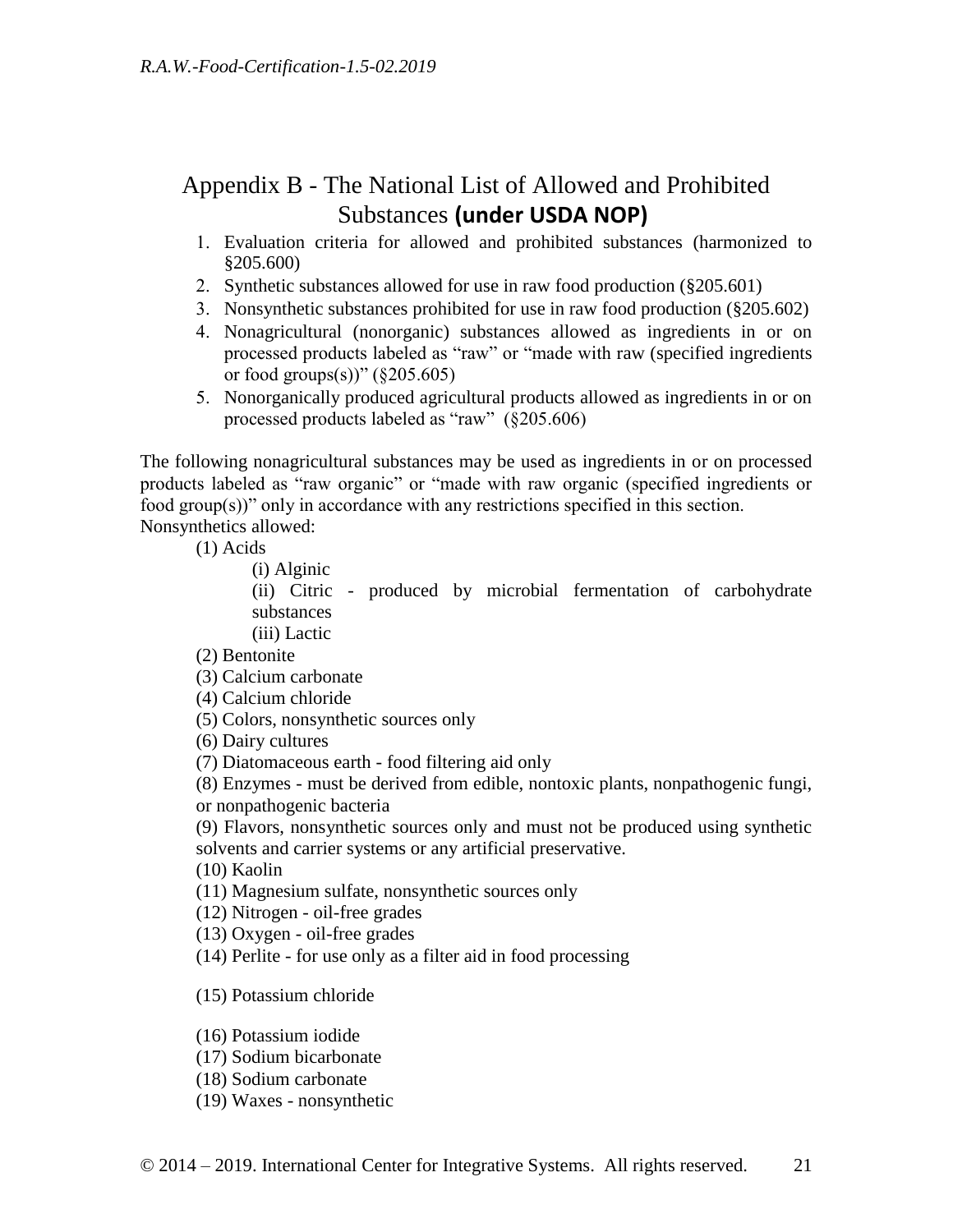## Appendix B - The National List of Allowed and Prohibited Substances **(under USDA NOP)**

1. Evaluation criteria for allowed and prohibited substances (harmonized to §205.600)
2. Synthetic substances allowed for use in raw food production (§205.601)
3. Nonsynthetic substances prohibited for use in raw food production (§205.602)
4. Nonagricultural (nonorganic) substances allowed as ingredients in or on processed products labeled as "raw" or "made with raw (specified ingredients or food groups(s))" (§205.605)
5. Nonorganically produced agricultural products allowed as ingredients in or on processed products labeled as "raw" (§205.606)

The following nonagricultural substances may be used as ingredients in or on processed products labeled as "raw organic" or "made with raw organic (specified ingredients or food group(s))" only in accordance with any restrictions specified in this section.

Nonsynthetics allowed:

(1) Acids

(i) Alginic

(ii) Citric - produced by microbial fermentation of carbohydrate substances

(iii) Lactic

(2) Bentonite

(3) Calcium carbonate

(4) Calcium chloride

(5) Colors, nonsynthetic sources only

(6) Dairy cultures

(7) Diatomaceous earth - food filtering aid only

(8) Enzymes - must be derived from edible, nontoxic plants, nonpathogenic fungi, or nonpathogenic bacteria

(9) Flavors, nonsynthetic sources only and must not be produced using synthetic solvents and carrier systems or any artificial preservative.

(10) Kaolin

(11) Magnesium sulfate, nonsynthetic sources only

(12) Nitrogen - oil-free grades

(13) Oxygen - oil-free grades

(14) Perlite - for use only as a filter aid in food processing

(15) Potassium chloride

(16) Potassium iodide

(17) Sodium bicarbonate

(18) Sodium carbonate

(19) Waxes - nonsynthetic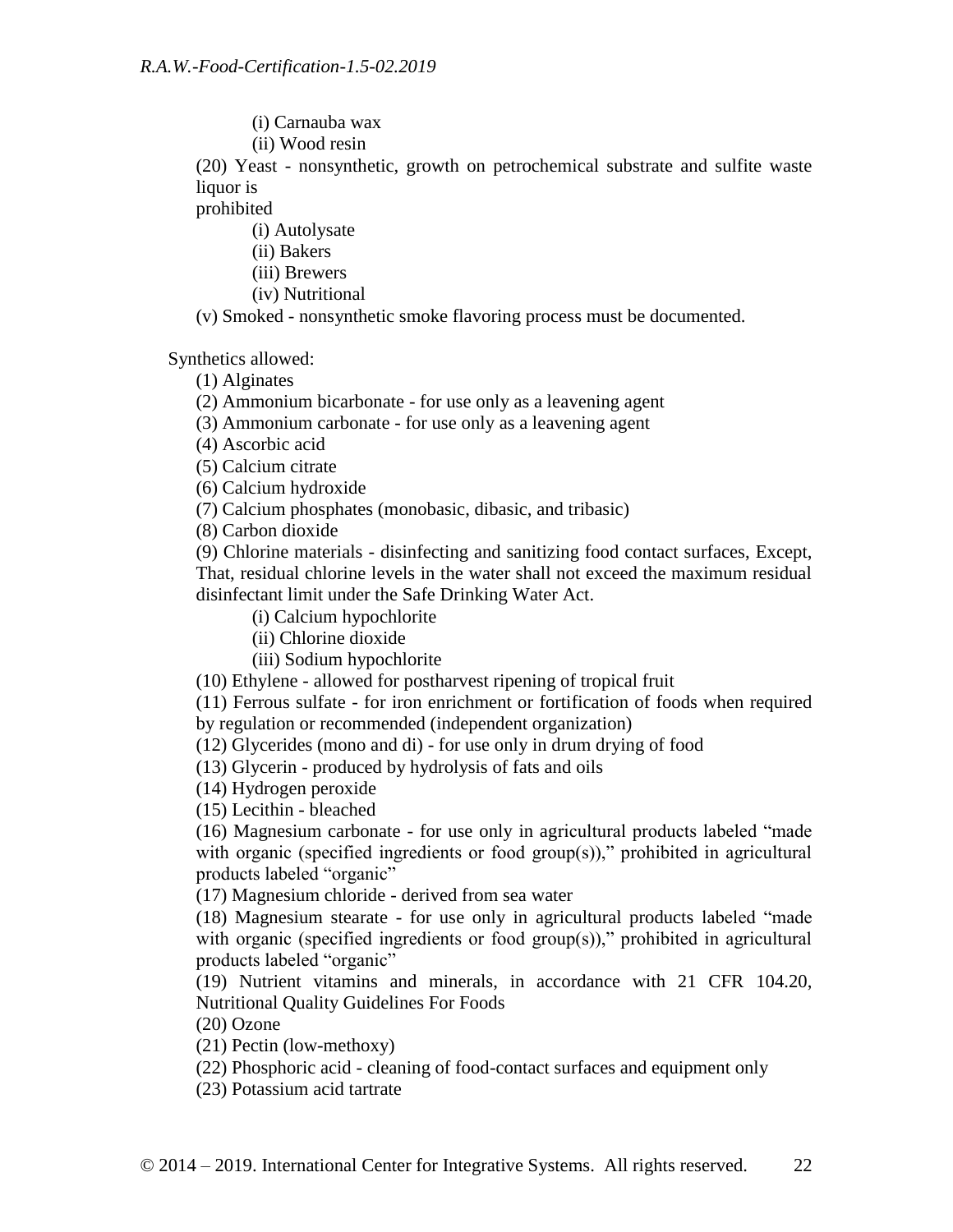(i) Carnauba wax

(ii) Wood resin

(20) Yeast - nonsynthetic, growth on petrochemical substrate and sulfite waste liquor is
prohibited

(i) Autolysate

(ii) Bakers

(iii) Brewers

(iv) Nutritional

(v) Smoked - nonsynthetic smoke flavoring process must be documented.

Synthetics allowed:

(1) Alginates

(2) Ammonium bicarbonate - for use only as a leavening agent

(3) Ammonium carbonate - for use only as a leavening agent

(4) Ascorbic acid

(5) Calcium citrate

(6) Calcium hydroxide

(7) Calcium phosphates (monobasic, dibasic, and tribasic)

(8) Carbon dioxide

(9) Chlorine materials - disinfecting and sanitizing food contact surfaces, Except, That, residual chlorine levels in the water shall not exceed the maximum residual disinfectant limit under the Safe Drinking Water Act.

(i) Calcium hypochlorite

(ii) Chlorine dioxide

(iii) Sodium hypochlorite

(10) Ethylene - allowed for postharvest ripening of tropical fruit

(11) Ferrous sulfate - for iron enrichment or fortification of foods when required by regulation or recommended (independent organization)

(12) Glycerides (mono and di) - for use only in drum drying of food

(13) Glycerin - produced by hydrolysis of fats and oils

(14) Hydrogen peroxide

(15) Lecithin - bleached

(16) Magnesium carbonate - for use only in agricultural products labeled "made with organic (specified ingredients or food group(s))," prohibited in agricultural products labeled "organic"

(17) Magnesium chloride - derived from sea water

(18) Magnesium stearate - for use only in agricultural products labeled "made with organic (specified ingredients or food group(s))," prohibited in agricultural products labeled "organic"

(19) Nutrient vitamins and minerals, in accordance with 21 CFR 104.20, Nutritional Quality Guidelines For Foods

(20) Ozone

(21) Pectin (low-methoxy)

(22) Phosphoric acid - cleaning of food-contact surfaces and equipment only

(23) Potassium acid tartrate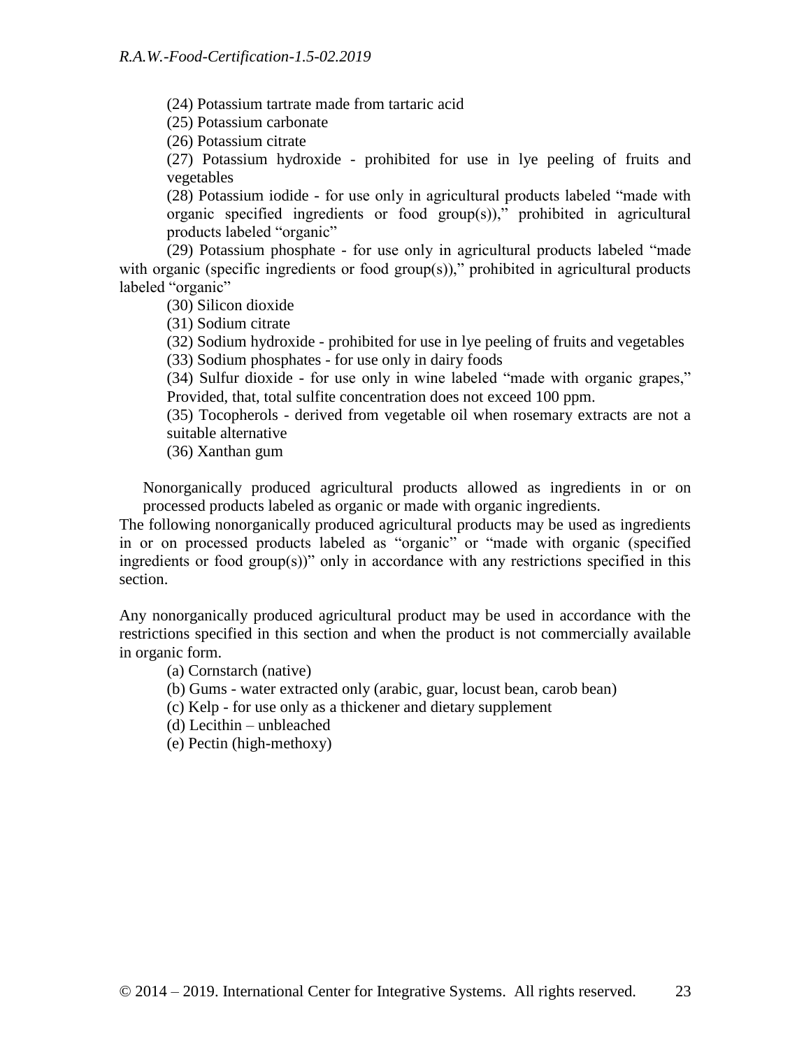(24) Potassium tartrate made from tartaric acid

(25) Potassium carbonate

(26) Potassium citrate

(27) Potassium hydroxide - prohibited for use in lye peeling of fruits and vegetables

(28) Potassium iodide - for use only in agricultural products labeled "made with organic specified ingredients or food group(s))," prohibited in agricultural products labeled "organic"

(29) Potassium phosphate - for use only in agricultural products labeled "made with organic (specific ingredients or food group(s))," prohibited in agricultural products labeled "organic"

(30) Silicon dioxide

(31) Sodium citrate

(32) Sodium hydroxide - prohibited for use in lye peeling of fruits and vegetables

(33) Sodium phosphates - for use only in dairy foods

(34) Sulfur dioxide - for use only in wine labeled "made with organic grapes," Provided, that, total sulfite concentration does not exceed 100 ppm.

(35) Tocopherols - derived from vegetable oil when rosemary extracts are not a suitable alternative

(36) Xanthan gum

Nonorganically produced agricultural products allowed as ingredients in or on processed products labeled as organic or made with organic ingredients.

The following nonorganically produced agricultural products may be used as ingredients in or on processed products labeled as "organic" or "made with organic (specified ingredients or food group(s))" only in accordance with any restrictions specified in this section.

Any nonorganically produced agricultural product may be used in accordance with the restrictions specified in this section and when the product is not commercially available in organic form.

(a) Cornstarch (native)

(b) Gums - water extracted only (arabic, guar, locust bean, carob bean)

(c) Kelp - for use only as a thickener and dietary supplement

(d) Lecithin – unbleached

(e) Pectin (high-methoxy)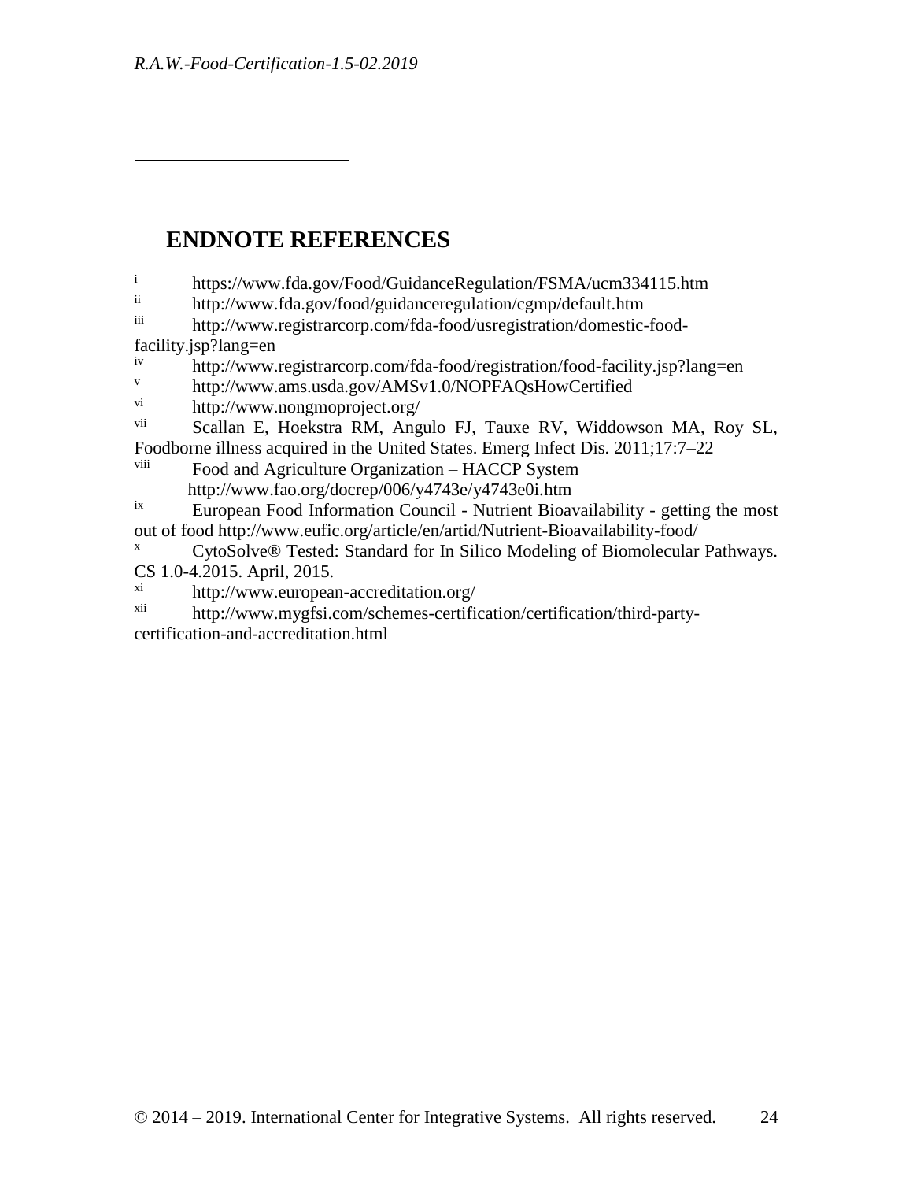## ENDNOTE REFERENCES

[i] https://www.fda.gov/Food/GuidanceRegulation/FSMA/ucm334115.htm

[ii] http://www.fda.gov/food/guidanceregulation/cgmp/default.htm

[iii] http://www.registrarcorp.com/fda-food/usregistration/domestic-food-facility.jsp?lang=en

[iv] http://www.registrarcorp.com/fda-food/registration/food-facility.jsp?lang=en

[v] http://www.ams.usda.gov/AMSv1.0/NOPFAQsHowCertified

[vi] http://www.nongmoproject.org/

[vii] Scallan E, Hoekstra RM, Angulo FJ, Tauxe RV, Widdowson MA, Roy SL, Foodborne illness acquired in the United States. Emerg Infect Dis. 2011;17:7–22

[viii] Food and Agriculture Organization – HACCP System http://www.fao.org/docrep/006/y4743e/y4743e0i.htm

[ix] European Food Information Council - Nutrient Bioavailability - getting the most out of food http://www.eufic.org/article/en/artid/Nutrient-Bioavailability-food/

[x] CytoSolve® Tested: Standard for In Silico Modeling of Biomolecular Pathways. CS 1.0-4.2015. April, 2015.

[xi] http://www.european-accreditation.org/

[xii] http://www.mygfsi.com/schemes-certification/certification/third-party-certification-and-accreditation.html